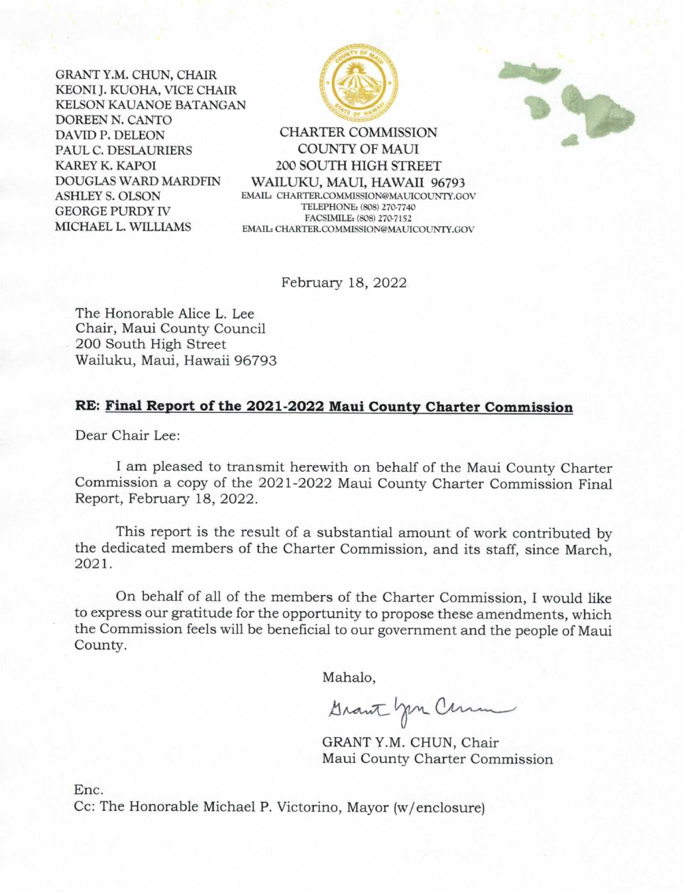GRANT Y.M. CHUN, CHAIR
KEONI J. KUOHA, VICE CHAIR
KELSON KAUANOE BATANGAN
DOREEN N. CANTO
DAVID P. DELEON
PAUL C. DESLAURIERS
KAREY K. KAPOI
DOUGLAS WARD MARDFIN
ASHLEY S. OLSON
GEORGE PURDY IV
MICHAEL L. WILLIAMS

CHARTER COMMISSION
COUNTY OF MAUI
200 SOUTH HIGH STREET
WAILUKU, MAUI, HAWAII 96793
EMAIL: CHARTER.COMMISSION@MAUICOUNTY.GOV
TELEPHONE: (808) 270-7740
FACSIMILE: (808) 270-7152
EMAIL: CHARTER.COMMISSION@MAUICOUNTY.GOV

February 18, 2022

The Honorable Alice L. Lee
Chair, Maui County Council
200 South High Street
Wailuku, Maui, Hawaii 96793

**RE: Final Report of the 2021-2022 Maui County Charter Commission**

Dear Chair Lee:

I am pleased to transmit herewith on behalf of the Maui County Charter Commission a copy of the 2021-2022 Maui County Charter Commission Final Report, February 18, 2022.

This report is the result of a substantial amount of work contributed by the dedicated members of the Charter Commission, and its staff, since March, 2021.

On behalf of all of the members of the Charter Commission, I would like to express our gratitude for the opportunity to propose these amendments, which the Commission feels will be beneficial to our government and the people of Maui County.

Mahalo,

GRANT Y.M. CHUN, Chair
Maui County Charter Commission

Enc.
Cc: The Honorable Michael P. Victorino, Mayor (w/enclosure)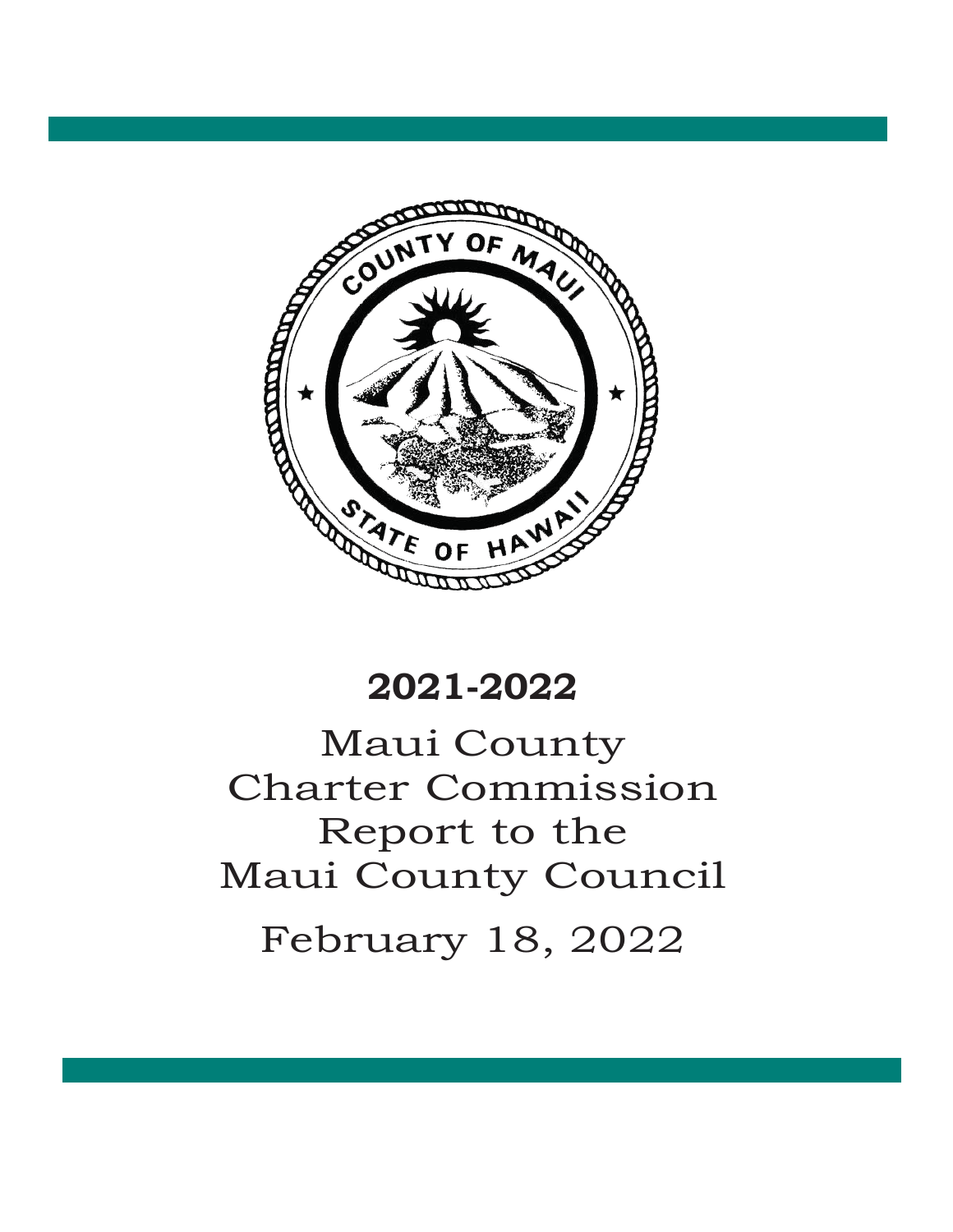# 2021-2022

## Maui County Charter Commission Report to the Maui County Council

February 18, 2022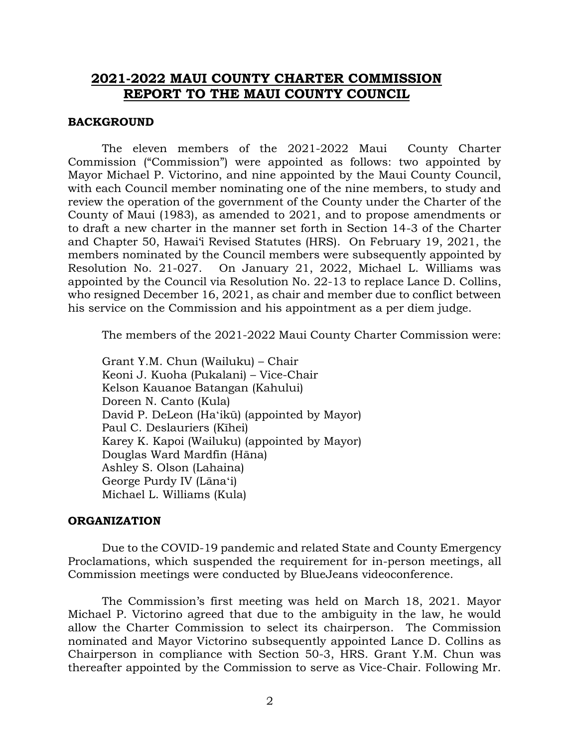## **2021-2022 MAUI COUNTY CHARTER COMMISSION REPORT TO THE MAUI COUNTY COUNCIL**

### **BACKGROUND**

The eleven members of the 2021-2022 Maui County Charter Commission ("Commission") were appointed as follows: two appointed by Mayor Michael P. Victorino, and nine appointed by the Maui County Council, with each Council member nominating one of the nine members, to study and review the operation of the government of the County under the Charter of the County of Maui (1983), as amended to 2021, and to propose amendments or to draft a new charter in the manner set forth in Section 14-3 of the Charter and Chapter 50, Hawaiʻi Revised Statutes (HRS). On February 19, 2021, the members nominated by the Council members were subsequently appointed by Resolution No. 21-027. On January 21, 2022, Michael L. Williams was appointed by the Council via Resolution No. 22-13 to replace Lance D. Collins, who resigned December 16, 2021, as chair and member due to conflict between his service on the Commission and his appointment as a per diem judge.

The members of the 2021-2022 Maui County Charter Commission were:

Grant Y.M. Chun (Wailuku) – Chair
Keoni J. Kuoha (Pukalani) – Vice-Chair
Kelson Kauanoe Batangan (Kahului)
Doreen N. Canto (Kula)
David P. DeLeon (Haʻikū) (appointed by Mayor)
Paul C. Deslauriers (Kīhei)
Karey K. Kapoi (Wailuku) (appointed by Mayor)
Douglas Ward Mardfin (Hāna)
Ashley S. Olson (Lahaina)
George Purdy IV (Lānaʻi)
Michael L. Williams (Kula)

### **ORGANIZATION**

Due to the COVID-19 pandemic and related State and County Emergency Proclamations, which suspended the requirement for in-person meetings, all Commission meetings were conducted by BlueJeans videoconference.

The Commission's first meeting was held on March 18, 2021. Mayor Michael P. Victorino agreed that due to the ambiguity in the law, he would allow the Charter Commission to select its chairperson. The Commission nominated and Mayor Victorino subsequently appointed Lance D. Collins as Chairperson in compliance with Section 50-3, HRS. Grant Y.M. Chun was thereafter appointed by the Commission to serve as Vice-Chair. Following Mr.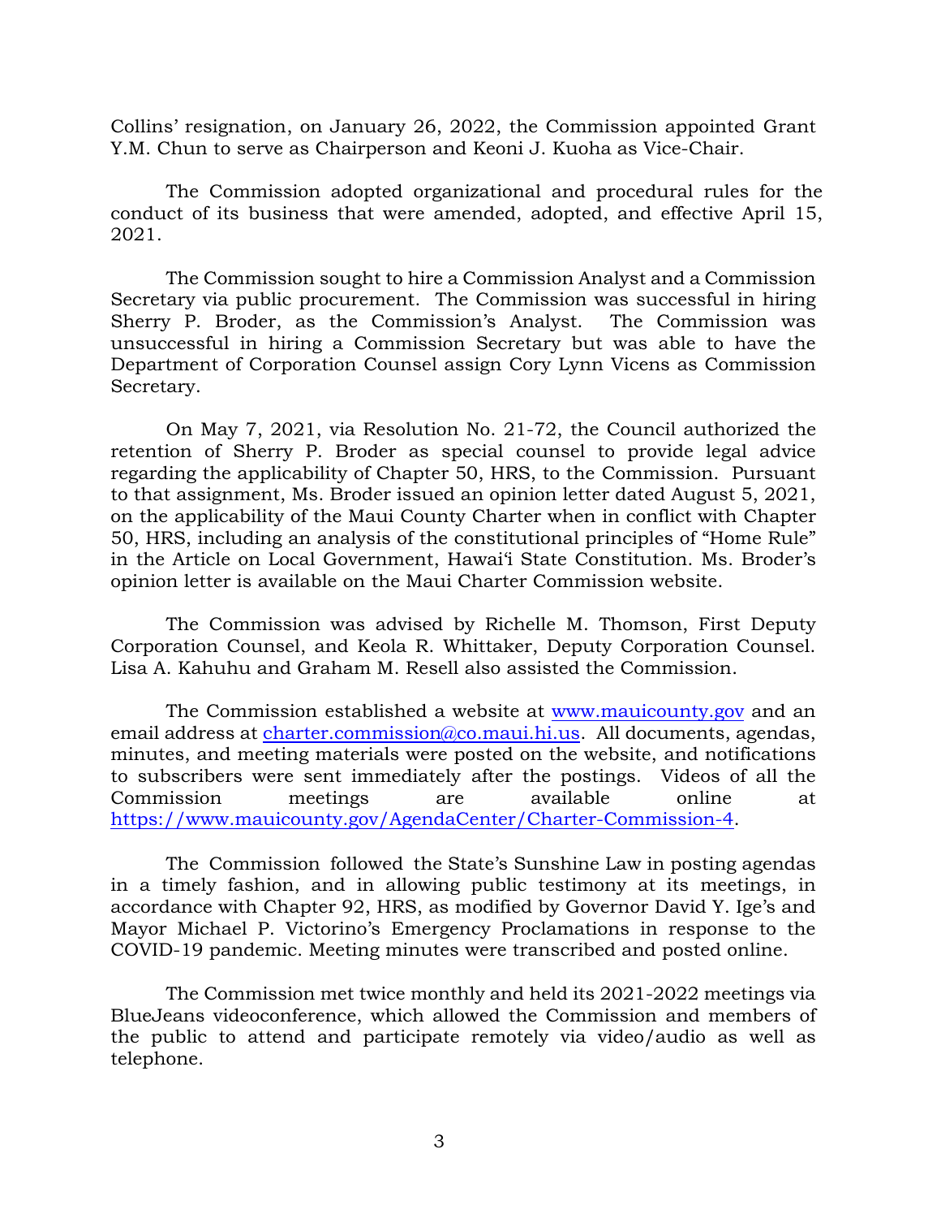Collins' resignation, on January 26, 2022, the Commission appointed Grant Y.M. Chun to serve as Chairperson and Keoni J. Kuoha as Vice-Chair.

The Commission adopted organizational and procedural rules for the conduct of its business that were amended, adopted, and effective April 15, 2021.

The Commission sought to hire a Commission Analyst and a Commission Secretary via public procurement. The Commission was successful in hiring Sherry P. Broder, as the Commission's Analyst. The Commission was unsuccessful in hiring a Commission Secretary but was able to have the Department of Corporation Counsel assign Cory Lynn Vicens as Commission Secretary.

On May 7, 2021, via Resolution No. 21-72, the Council authorized the retention of Sherry P. Broder as special counsel to provide legal advice regarding the applicability of Chapter 50, HRS, to the Commission. Pursuant to that assignment, Ms. Broder issued an opinion letter dated August 5, 2021, on the applicability of the Maui County Charter when in conflict with Chapter 50, HRS, including an analysis of the constitutional principles of "Home Rule" in the Article on Local Government, Hawaiʻi State Constitution. Ms. Broder's opinion letter is available on the Maui Charter Commission website.

The Commission was advised by Richelle M. Thomson, First Deputy Corporation Counsel, and Keola R. Whittaker, Deputy Corporation Counsel. Lisa A. Kahuhu and Graham M. Resell also assisted the Commission.

The Commission established a website at [www.mauicounty.gov](http://www.mauicounty.gov) and an email address at [charter.commission@co.maui.hi.us](mailto:charter.commission@co.maui.hi.us). All documents, agendas, minutes, and meeting materials were posted on the website, and notifications to subscribers were sent immediately after the postings. Videos of all the Commission meetings are available online at [https://www.mauicounty.gov/AgendaCenter/Charter-Commission-4](https://www.mauicounty.gov/AgendaCenter/Charter-Commission-4).

The Commission followed the State's Sunshine Law in posting agendas in a timely fashion, and in allowing public testimony at its meetings, in accordance with Chapter 92, HRS, as modified by Governor David Y. Ige's and Mayor Michael P. Victorino's Emergency Proclamations in response to the COVID-19 pandemic. Meeting minutes were transcribed and posted online.

The Commission met twice monthly and held its 2021-2022 meetings via BlueJeans videoconference, which allowed the Commission and members of the public to attend and participate remotely via video/audio as well as telephone.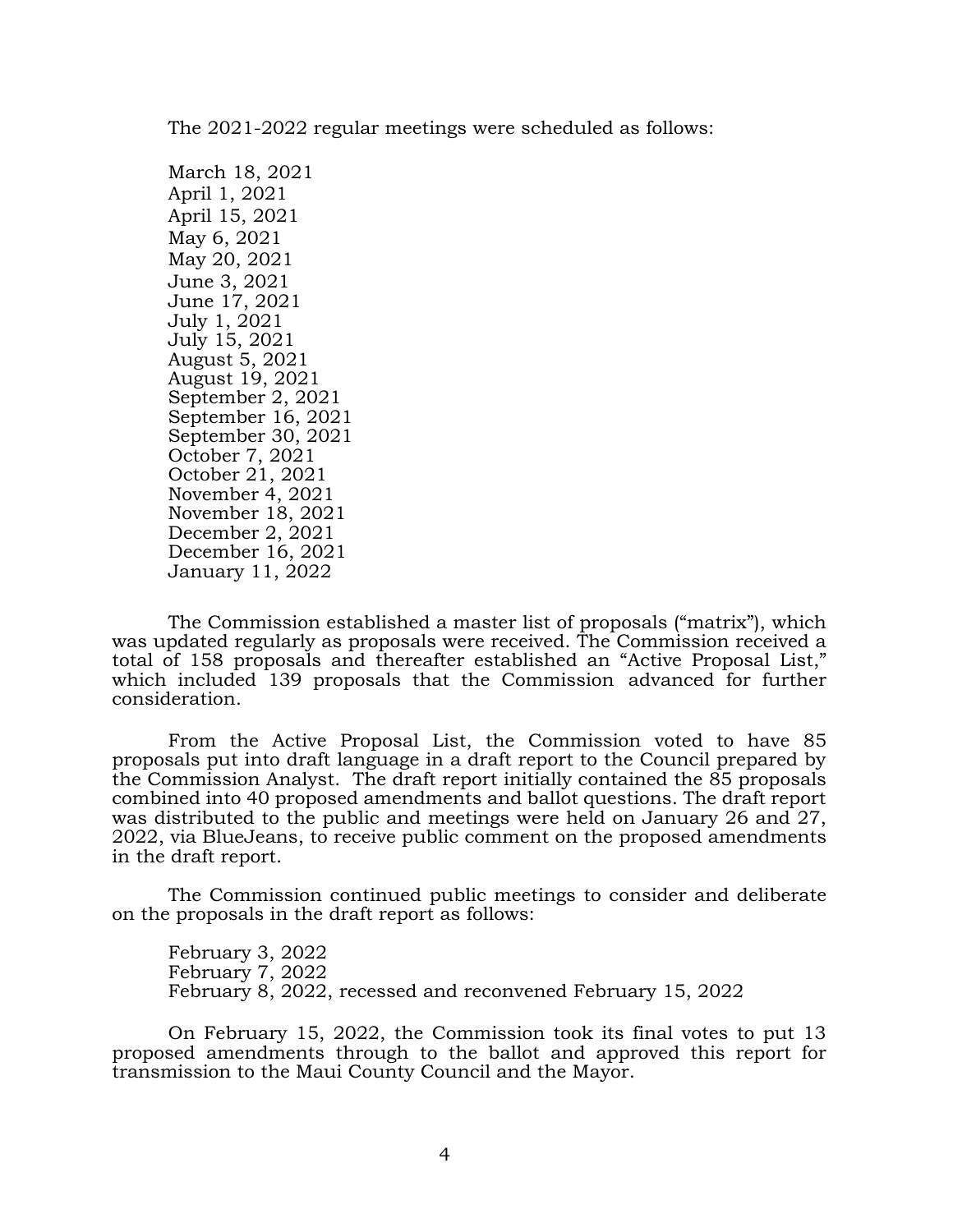The 2021-2022 regular meetings were scheduled as follows:

March 18, 2021
April 1, 2021
April 15, 2021
May 6, 2021
May 20, 2021
June 3, 2021
June 17, 2021
July 1, 2021
July 15, 2021
August 5, 2021
August 19, 2021
September 2, 2021
September 16, 2021
September 30, 2021
October 7, 2021
October 21, 2021
November 4, 2021
November 18, 2021
December 2, 2021
December 16, 2021
January 11, 2022

The Commission established a master list of proposals ("matrix"), which was updated regularly as proposals were received. The Commission received a total of 158 proposals and thereafter established an "Active Proposal List," which included 139 proposals that the Commission advanced for further consideration.

From the Active Proposal List, the Commission voted to have 85 proposals put into draft language in a draft report to the Council prepared by the Commission Analyst. The draft report initially contained the 85 proposals combined into 40 proposed amendments and ballot questions. The draft report was distributed to the public and meetings were held on January 26 and 27, 2022, via BlueJeans, to receive public comment on the proposed amendments in the draft report.

The Commission continued public meetings to consider and deliberate on the proposals in the draft report as follows:

February 3, 2022
February 7, 2022
February 8, 2022, recessed and reconvened February 15, 2022

On February 15, 2022, the Commission took its final votes to put 13 proposed amendments through to the ballot and approved this report for transmission to the Maui County Council and the Mayor.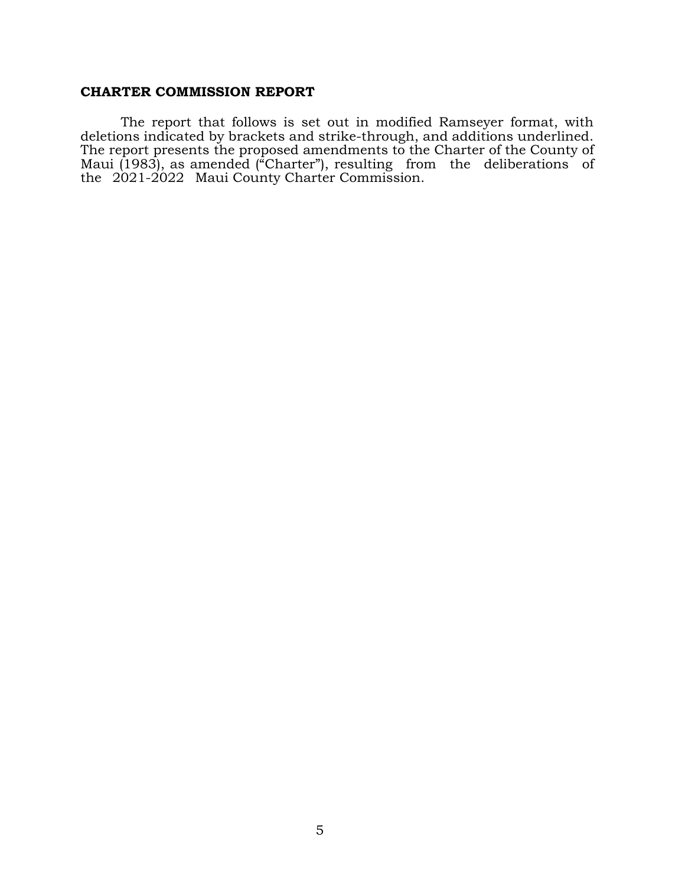**CHARTER COMMISSION REPORT**

The report that follows is set out in modified Ramseyer format, with deletions indicated by brackets and strike-through, and additions underlined. The report presents the proposed amendments to the Charter of the County of Maui (1983), as amended ("Charter"), resulting from the deliberations of the 2021-2022 Maui County Charter Commission.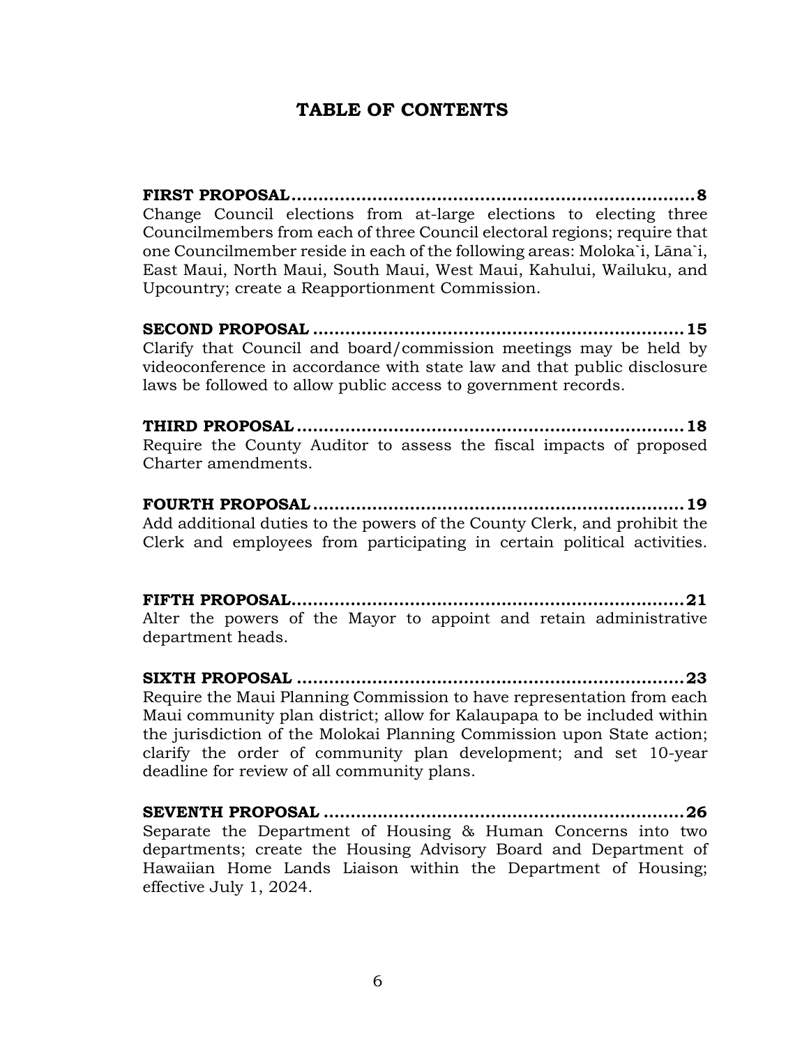# TABLE OF CONTENTS

**FIRST PROPOSAL..........................................................................8**
Change Council elections from at-large elections to electing three Councilmembers from each of three Council electoral regions; require that one Councilmember reside in each of the following areas: Moloka`i, Lāna`i, East Maui, North Maui, South Maui, West Maui, Kahului, Wailuku, and Upcountry; create a Reapportionment Commission.

**SECOND PROPOSAL ....................................................................15**
Clarify that Council and board/commission meetings may be held by videoconference in accordance with state law and that public disclosure laws be followed to allow public access to government records.

**THIRD PROPOSAL .......................................................................18**
Require the County Auditor to assess the fiscal impacts of proposed Charter amendments.

**FOURTH PROPOSAL ....................................................................19**
Add additional duties to the powers of the County Clerk, and prohibit the Clerk and employees from participating in certain political activities.

**FIFTH PROPOSAL.........................................................................21**
Alter the powers of the Mayor to appoint and retain administrative department heads.

**SIXTH PROPOSAL .......................................................................23**
Require the Maui Planning Commission to have representation from each Maui community plan district; allow for Kalaupapa to be included within the jurisdiction of the Molokai Planning Commission upon State action; clarify the order of community plan development; and set 10-year deadline for review of all community plans.

**SEVENTH PROPOSAL ..................................................................26**
Separate the Department of Housing & Human Concerns into two departments; create the Housing Advisory Board and Department of Hawaiian Home Lands Liaison within the Department of Housing; effective July 1, 2024.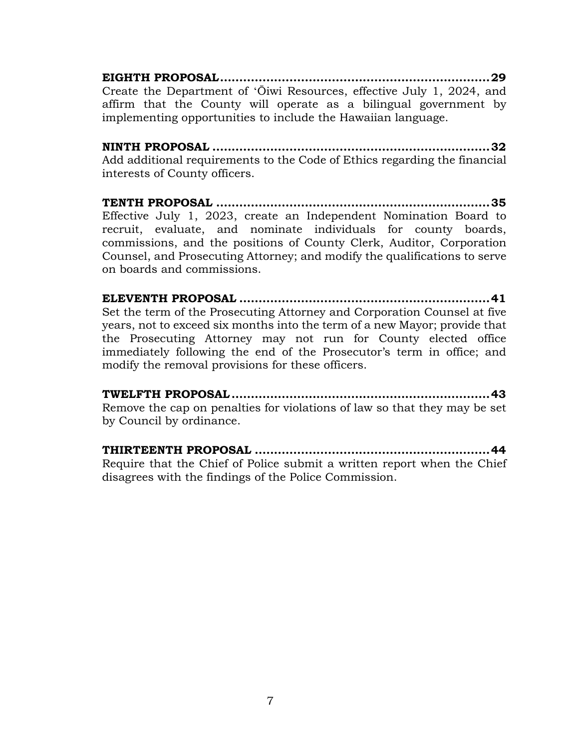**EIGHTH PROPOSAL.......................................................................29**
Create the Department of ʻŌiwi Resources, effective July 1, 2024, and affirm that the County will operate as a bilingual government by implementing opportunities to include the Hawaiian language.

**NINTH PROPOSAL .........................................................................32**
Add additional requirements to the Code of Ethics regarding the financial interests of County officers.

**TENTH PROPOSAL ........................................................................35**
Effective July 1, 2023, create an Independent Nomination Board to recruit, evaluate, and nominate individuals for county boards, commissions, and the positions of County Clerk, Auditor, Corporation Counsel, and Prosecuting Attorney; and modify the qualifications to serve on boards and commissions.

**ELEVENTH PROPOSAL ..................................................................41**
Set the term of the Prosecuting Attorney and Corporation Counsel at five years, not to exceed six months into the term of a new Mayor; provide that the Prosecuting Attorney may not run for County elected office immediately following the end of the Prosecutor's term in office; and modify the removal provisions for these officers.

**TWELFTH PROPOSAL....................................................................43**
Remove the cap on penalties for violations of law so that they may be set by Council by ordinance.

**THIRTEENTH PROPOSAL .............................................................44**
Require that the Chief of Police submit a written report when the Chief disagrees with the findings of the Police Commission.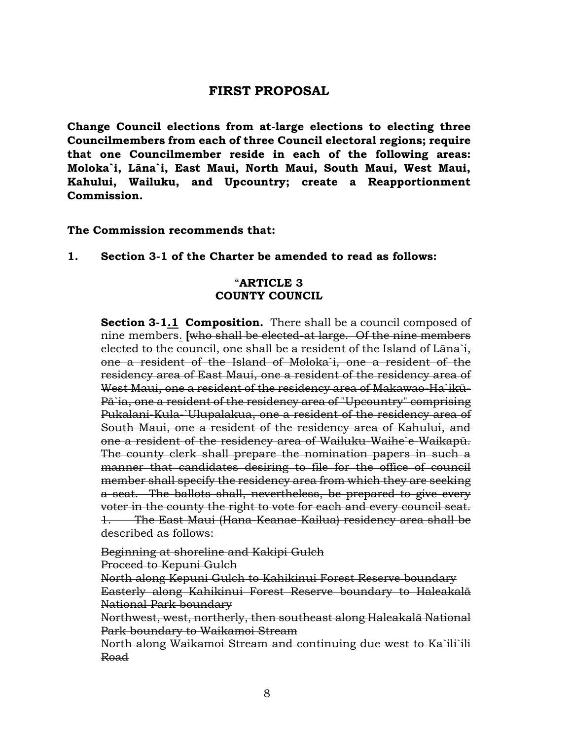## FIRST PROPOSAL

**Change Council elections from at-large elections to electing three Councilmembers from each of three Council electoral regions; require that one Councilmember reside in each of the following areas: Moloka`i, Lāna`i, East Maui, North Maui, South Maui, West Maui, Kahului, Wailuku, and Upcountry; create a Reapportionment Commission.**

**The Commission recommends that:**

**1. Section 3-1 of the Charter be amended to read as follows:**

"**ARTICLE 3**
**COUNTY COUNCIL**

**Section 3-1<u>.1</u> Composition.** There shall be a council composed of nine members<u>.</u> **[**~~who shall be elected at large. Of the nine members elected to the council, one shall be a resident of the Island of Lāna`i, one a resident of the Island of Moloka`i, one a resident of the residency area of East Maui, one a resident of the residency area of West Maui, one a resident of the residency area of Makawao-Ha`ikū-Pā`ia, one a resident of the residency area of "Upcountry" comprising Pukalani-Kula-`Ulupalakua, one a resident of the residency area of South Maui, one a resident of the residency area of Kahului, and one a resident of the residency area of Wailuku-Waihe`e-Waikapū. The county clerk shall prepare the nomination papers in such a manner that candidates desiring to file for the office of council member shall specify the residency area from which they are seeking a seat. The ballots shall, nevertheless, be prepared to give every voter in the county the right to vote for each and every council seat.~~
~~1. The East Maui (Hana-Keanae-Kailua) residency area shall be described as follows:~~

~~Beginning at shoreline and Kakipi Gulch~~
~~Proceed to Kepuni Gulch~~
~~North along Kepuni Gulch to Kahikinui Forest Reserve boundary~~
~~Easterly along Kahikinui Forest Reserve boundary to Haleakalā National Park boundary~~
~~Northwest, west, northerly, then southeast along Haleakalā National Park boundary to Waikamoi Stream~~
~~North along Waikamoi Stream and continuing due west to Ka`ili`ili Road~~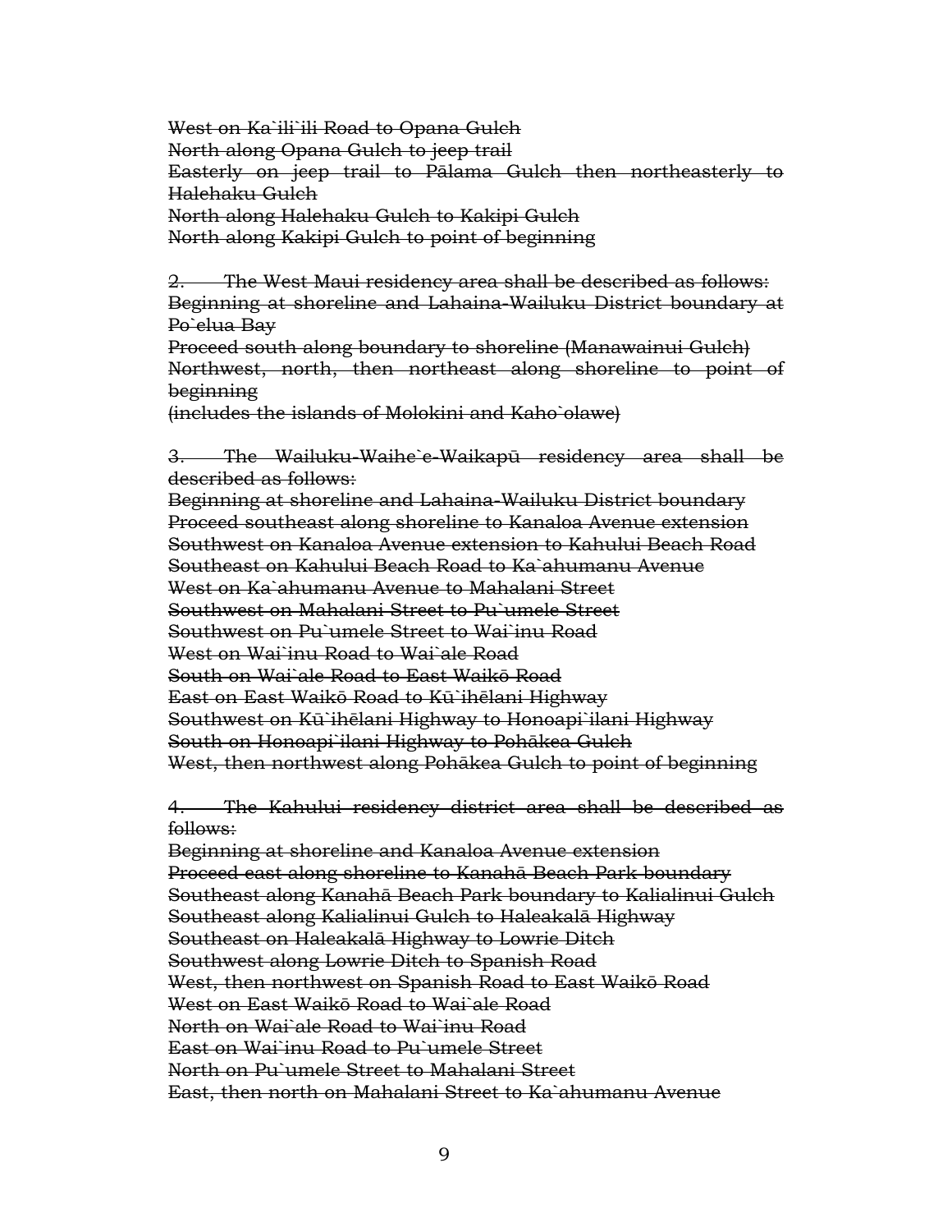~~West on Ka`ili`ili Road to Opana Gulch~~
~~North along Opana Gulch to jeep trail~~
~~Easterly on jeep trail to Pālama Gulch then northeasterly to Halehaku Gulch~~
~~North along Halehaku Gulch to Kakipi Gulch~~
~~North along Kakipi Gulch to point of beginning~~

~~2. The West Maui residency area shall be described as follows:~~
~~Beginning at shoreline and Lahaina-Wailuku District boundary at Po`elua Bay~~
~~Proceed south along boundary to shoreline (Manawainui Gulch)~~
~~Northwest, north, then northeast along shoreline to point of beginning~~
~~(includes the islands of Molokini and Kaho`olawe)~~

~~3. The Wailuku-Waihe`e-Waikapū residency area shall be described as follows:~~
~~Beginning at shoreline and Lahaina-Wailuku District boundary~~
~~Proceed southeast along shoreline to Kanaloa Avenue extension~~
~~Southwest on Kanaloa Avenue extension to Kahului Beach Road~~
~~Southeast on Kahului Beach Road to Ka`ahumanu Avenue~~
~~West on Ka`ahumanu Avenue to Mahalani Street~~
~~Southwest on Mahalani Street to Pu`umele Street~~
~~Southwest on Pu`umele Street to Wai`inu Road~~
~~West on Wai`inu Road to Wai`ale Road~~
~~South on Wai`ale Road to East Waikō Road~~
~~East on East Waikō Road to Kū`ihēlani Highway~~
~~Southwest on Kū`ihēlani Highway to Honoapi`ilani Highway~~
~~South on Honoapi`ilani Highway to Pohākea Gulch~~
~~West, then northwest along Pohākea Gulch to point of beginning~~

~~4. The Kahului residency district area shall be described as follows:~~
~~Beginning at shoreline and Kanaloa Avenue extension~~
~~Proceed east along shoreline to Kanahā Beach Park boundary~~
~~Southeast along Kanahā Beach Park boundary to Kalialinui Gulch~~
~~Southeast along Kalialinui Gulch to Haleakalā Highway~~
~~Southeast on Haleakalā Highway to Lowrie Ditch~~
~~Southwest along Lowrie Ditch to Spanish Road~~
~~West, then northwest on Spanish Road to East Waikō Road~~
~~West on East Waikō Road to Wai`ale Road~~
~~North on Wai`ale Road to Wai`inu Road~~
~~East on Wai`inu Road to Pu`umele Street~~
~~North on Pu`umele Street to Mahalani Street~~
~~East, then north on Mahalani Street to Ka`ahumanu Avenue~~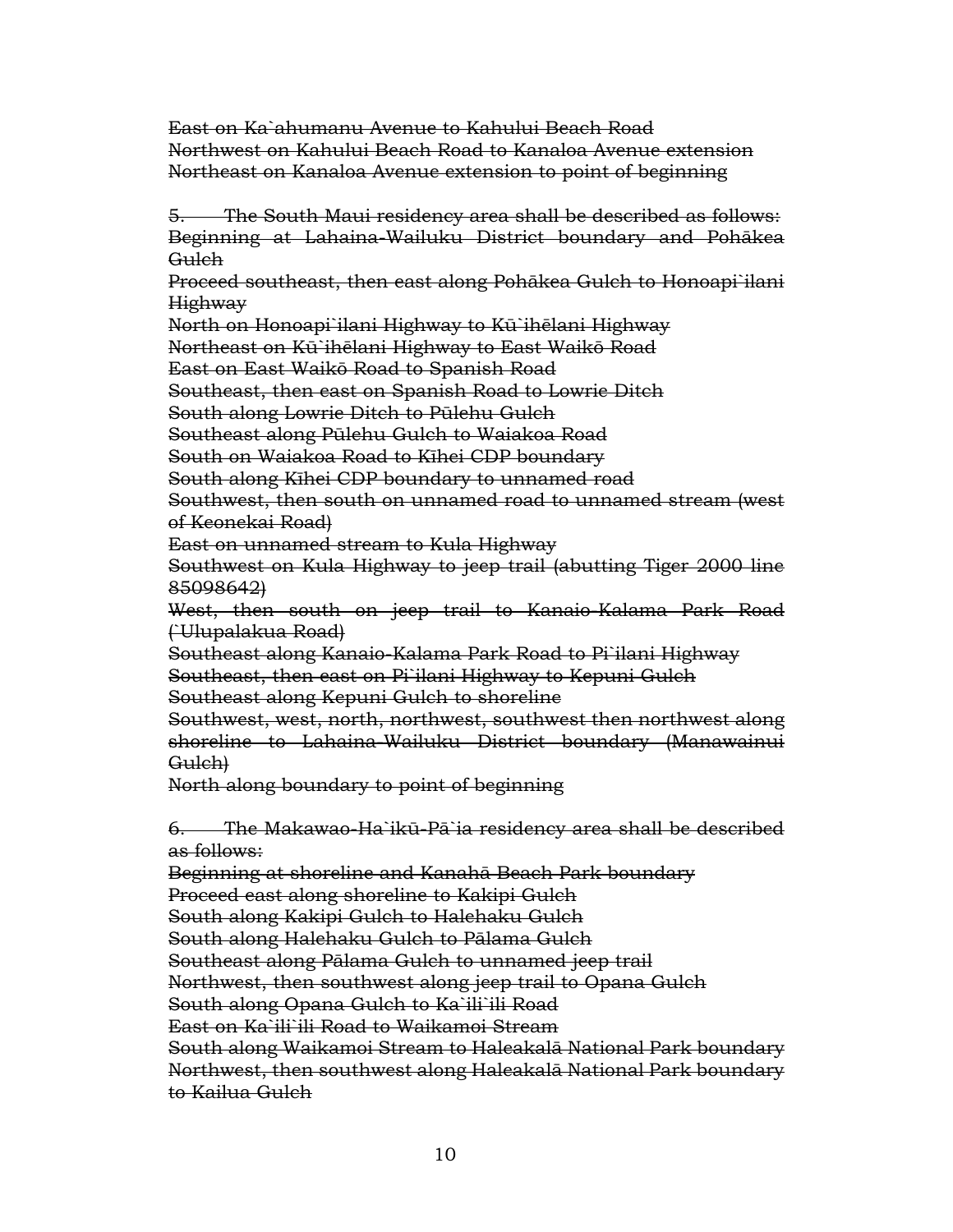~~East on Ka`ahumanu Avenue to Kahului Beach Road~~
~~Northwest on Kahului Beach Road to Kanaloa Avenue extension~~
~~Northeast on Kanaloa Avenue extension to point of beginning~~

~~5. The South Maui residency area shall be described as follows:~~
~~Beginning at Lahaina-Wailuku District boundary and Pohākea Gulch~~
~~Proceed southeast, then east along Pohākea Gulch to Honoapi`ilani Highway~~
~~North on Honoapi`ilani Highway to Kū`ihēlani Highway~~
~~Northeast on Kū`ihēlani Highway to East Waikō Road~~
~~East on East Waikō Road to Spanish Road~~
~~Southeast, then east on Spanish Road to Lowrie Ditch~~
~~South along Lowrie Ditch to Pūlehu Gulch~~
~~Southeast along Pūlehu Gulch to Waiakoa Road~~
~~South on Waiakoa Road to Kīhei CDP boundary~~
~~South along Kīhei CDP boundary to unnamed road~~
~~Southwest, then south on unnamed road to unnamed stream (west of Keonekai Road)~~
~~East on unnamed stream to Kula Highway~~
~~Southwest on Kula Highway to jeep trail (abutting Tiger 2000 line 85098642)~~
~~West, then south on jeep trail to Kanaio-Kalama Park Road (`Ulupalakua Road)~~
~~Southeast along Kanaio-Kalama Park Road to Pi`ilani Highway~~
~~Southeast, then east on Pi`ilani Highway to Kepuni Gulch~~
~~Southeast along Kepuni Gulch to shoreline~~
~~Southwest, west, north, northwest, southwest then northwest along shoreline to Lahaina-Wailuku District boundary (Manawainui Gulch)~~
~~North along boundary to point of beginning~~

~~6. The Makawao-Ha`ikū-Pā`ia residency area shall be described as follows:~~
~~Beginning at shoreline and Kanahā Beach Park boundary~~
~~Proceed east along shoreline to Kakipi Gulch~~
~~South along Kakipi Gulch to Halehaku Gulch~~
~~South along Halehaku Gulch to Pālama Gulch~~
~~Southeast along Pālama Gulch to unnamed jeep trail~~
~~Northwest, then southwest along jeep trail to Opana Gulch~~
~~South along Opana Gulch to Ka`ili`ili Road~~
~~East on Ka`ili`ili Road to Waikamoi Stream~~
~~South along Waikamoi Stream to Haleakalā National Park boundary~~
~~Northwest, then southwest along Haleakalā National Park boundary to Kailua Gulch~~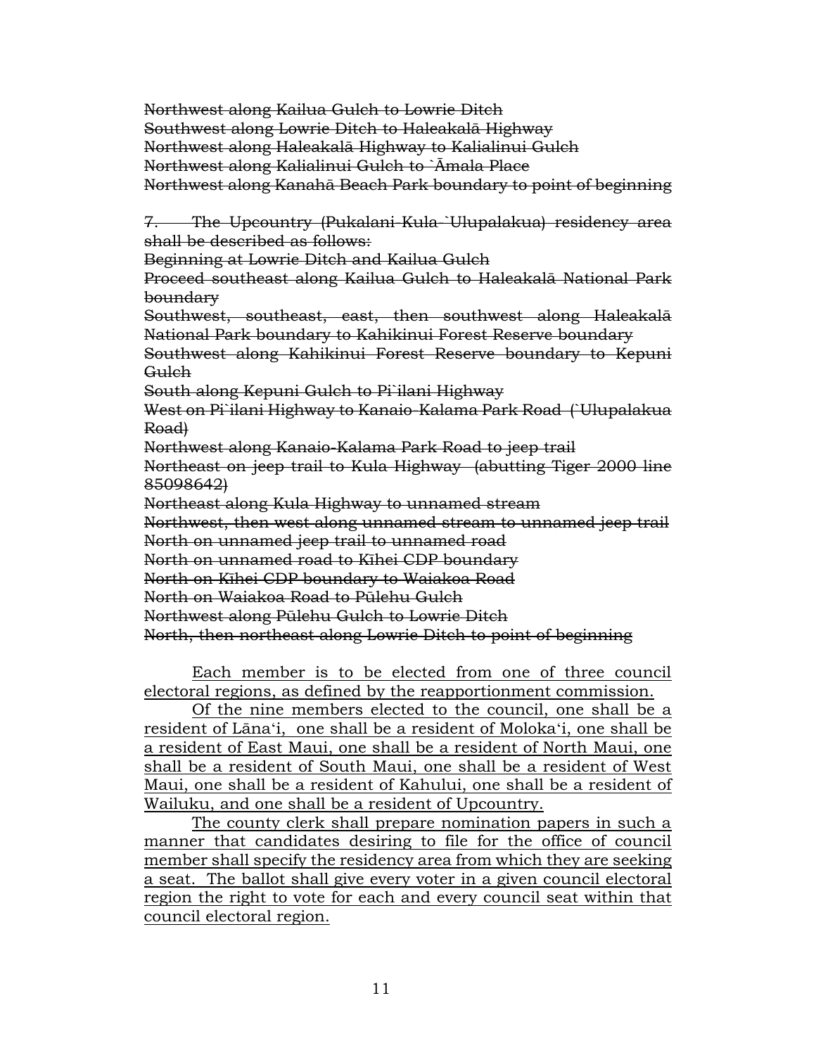~~Northwest along Kailua Gulch to Lowrie Ditch~~
~~Southwest along Lowrie Ditch to Haleakalā Highway~~
~~Northwest along Haleakalā Highway to Kalialinui Gulch~~
~~Northwest along Kalialinui Gulch to `Āmala Place~~
~~Northwest along Kanahā Beach Park boundary to point of beginning~~

~~7. The Upcountry (Pukalani-Kula-`Ulupalakua) residency area shall be described as follows:~~
~~Beginning at Lowrie Ditch and Kailua Gulch~~
~~Proceed southeast along Kailua Gulch to Haleakalā National Park boundary~~
~~Southwest, southeast, east, then southwest along Haleakalā National Park boundary to Kahikinui Forest Reserve boundary~~
~~Southwest along Kahikinui Forest Reserve boundary to Kepuni Gulch~~
~~South along Kepuni Gulch to Pi`ilani Highway~~
~~West on Pi`ilani Highway to Kanaio-Kalama Park Road (`Ulupalakua Road)~~
~~Northwest along Kanaio-Kalama Park Road to jeep trail~~
~~Northeast on jeep trail to Kula Highway (abutting Tiger 2000 line 85098642)~~
~~Northeast along Kula Highway to unnamed stream~~
~~Northwest, then west along unnamed stream to unnamed jeep trail~~
~~North on unnamed jeep trail to unnamed road~~
~~North on unnamed road to Kīhei CDP boundary~~
~~North on Kīhei CDP boundary to Waiakoa Road~~
~~North on Waiakoa Road to Pūlehu Gulch~~
~~Northwest along Pūlehu Gulch to Lowrie Ditch~~
~~North, then northeast along Lowrie Ditch to point of beginning~~

<u>Each member is to be elected from one of three council electoral regions, as defined by the reapportionment commission.</u>

<u>Of the nine members elected to the council, one shall be a resident of Lāna'i, one shall be a resident of Moloka'i, one shall be a resident of East Maui, one shall be a resident of North Maui, one shall be a resident of South Maui, one shall be a resident of West Maui, one shall be a resident of Kahului, one shall be a resident of Wailuku, and one shall be a resident of Upcountry.</u>

<u>The county clerk shall prepare nomination papers in such a manner that candidates desiring to file for the office of council member shall specify the residency area from which they are seeking a seat. The ballot shall give every voter in a given council electoral region the right to vote for each and every council seat within that council electoral region.</u>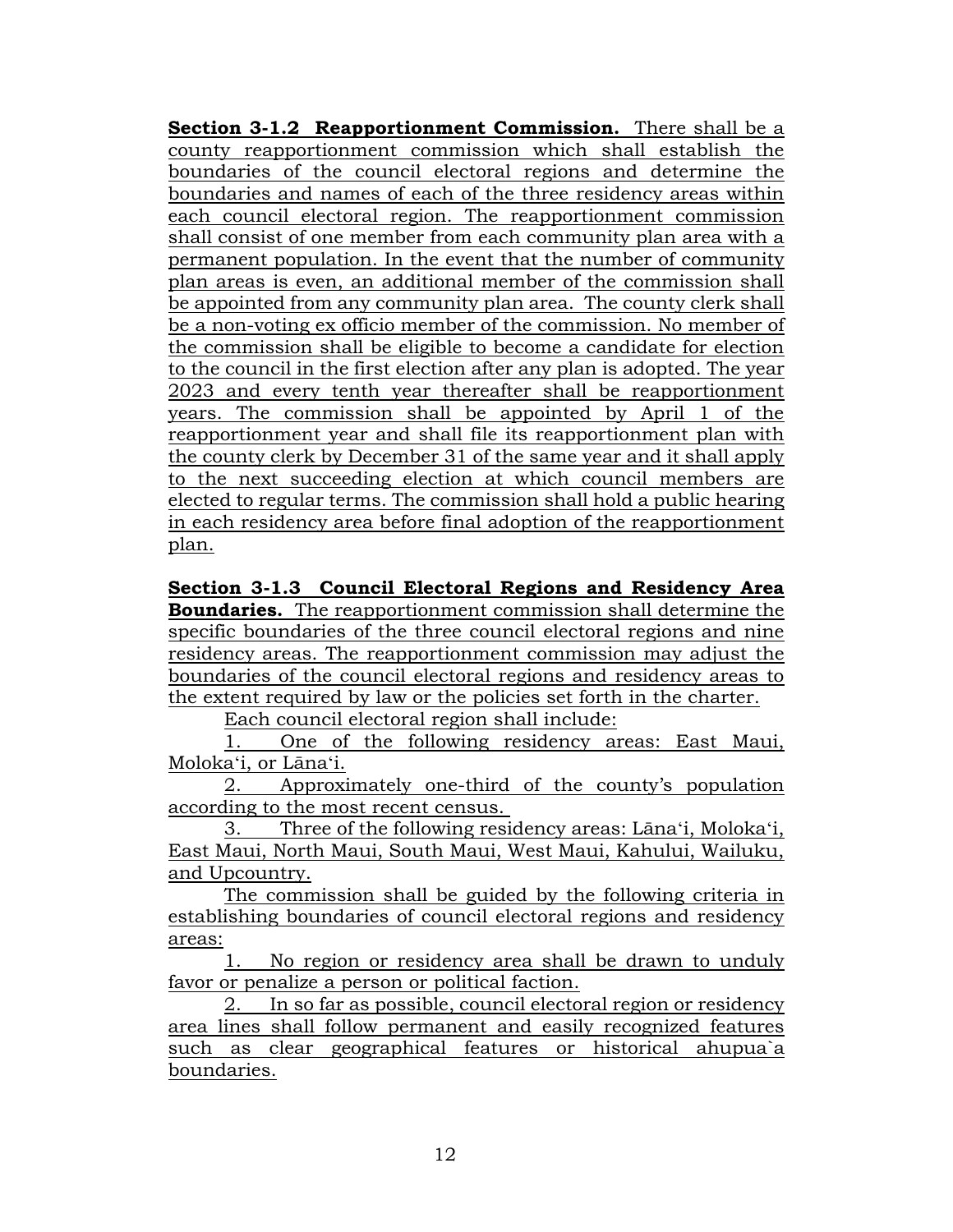**Section 3-1.2 Reapportionment Commission.** There shall be a county reapportionment commission which shall establish the boundaries of the council electoral regions and determine the boundaries and names of each of the three residency areas within each council electoral region. The reapportionment commission shall consist of one member from each community plan area with a permanent population. In the event that the number of community plan areas is even, an additional member of the commission shall be appointed from any community plan area. The county clerk shall be a non-voting ex officio member of the commission. No member of the commission shall be eligible to become a candidate for election to the council in the first election after any plan is adopted. The year 2023 and every tenth year thereafter shall be reapportionment years. The commission shall be appointed by April 1 of the reapportionment year and shall file its reapportionment plan with the county clerk by December 31 of the same year and it shall apply to the next succeeding election at which council members are elected to regular terms. The commission shall hold a public hearing in each residency area before final adoption of the reapportionment plan.

**Section 3-1.3 Council Electoral Regions and Residency Area Boundaries.** The reapportionment commission shall determine the specific boundaries of the three council electoral regions and nine residency areas. The reapportionment commission may adjust the boundaries of the council electoral regions and residency areas to the extent required by law or the policies set forth in the charter.

Each council electoral region shall include:

1. One of the following residency areas: East Maui, Moloka‘i, or Lāna‘i.
2. Approximately one-third of the county's population according to the most recent census.
3. Three of the following residency areas: Lāna‘i, Moloka‘i, East Maui, North Maui, South Maui, West Maui, Kahului, Wailuku, and Upcountry.

The commission shall be guided by the following criteria in establishing boundaries of council electoral regions and residency areas:

1. No region or residency area shall be drawn to unduly favor or penalize a person or political faction.
2. In so far as possible, council electoral region or residency area lines shall follow permanent and easily recognized features such as clear geographical features or historical ahupua`a boundaries.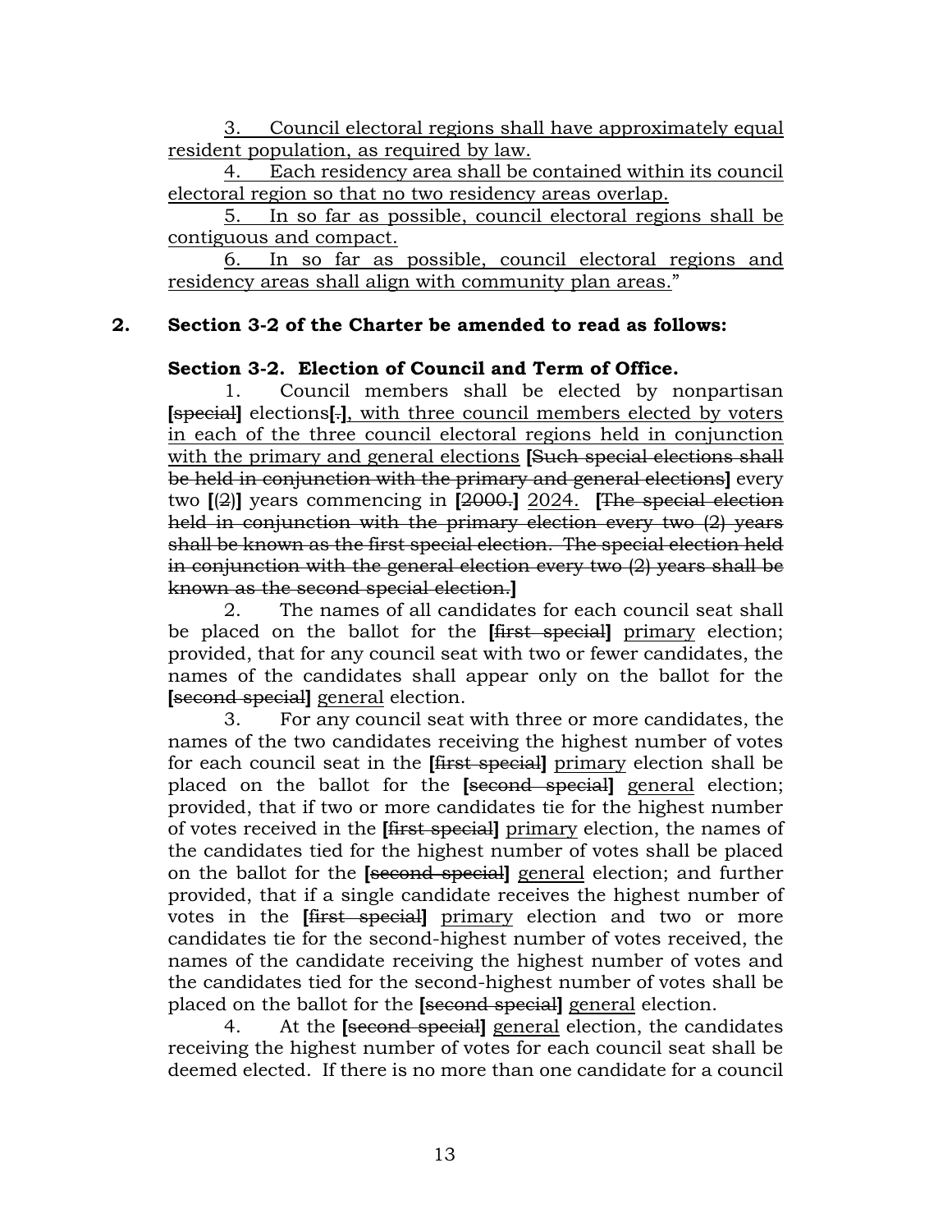<u>3. Council electoral regions shall have approximately equal resident population, as required by law.</u>

<u>4. Each residency area shall be contained within its council electoral region so that no two residency areas overlap.</u>

<u>5. In so far as possible, council electoral regions shall be contiguous and compact.</u>

<u>6. In so far as possible, council electoral regions and residency areas shall align with community plan areas.</u>"

**2. Section 3-2 of the Charter be amended to read as follows:**

**Section 3-2. Election of Council and Term of Office.**

1. Council members shall be elected by nonpartisan **[**~~special~~**]** elections**[**~~.~~**]**<u>, with three council members elected by voters in each of the three council electoral regions held in conjunction with the primary and general elections</u> **[**~~Such special elections shall be held in conjunction with the primary and general elections~~**]** every two **[**~~(2)~~**]** years commencing in **[**~~2000.~~**]** <u>2024.</u> **[**~~The special election held in conjunction with the primary election every two (2) years shall be known as the first special election. The special election held in conjunction with the general election every two (2) years shall be known as the second special election.~~**]**

2. The names of all candidates for each council seat shall be placed on the ballot for the **[**~~first special~~**]** <u>primary</u> election; provided, that for any council seat with two or fewer candidates, the names of the candidates shall appear only on the ballot for the **[**~~second special~~**]** <u>general</u> election.

3. For any council seat with three or more candidates, the names of the two candidates receiving the highest number of votes for each council seat in the **[**~~first special~~**]** <u>primary</u> election shall be placed on the ballot for the **[**~~second special~~**]** <u>general</u> election; provided, that if two or more candidates tie for the highest number of votes received in the **[**~~first special~~**]** <u>primary</u> election, the names of the candidates tied for the highest number of votes shall be placed on the ballot for the **[**~~second special~~**]** <u>general</u> election; and further provided, that if a single candidate receives the highest number of votes in the **[**~~first special~~**]** <u>primary</u> election and two or more candidates tie for the second-highest number of votes received, the names of the candidate receiving the highest number of votes and the candidates tied for the second-highest number of votes shall be placed on the ballot for the **[**~~second special~~**]** <u>general</u> election.

4. At the **[**~~second special~~**]** <u>general</u> election, the candidates receiving the highest number of votes for each council seat shall be deemed elected. If there is no more than one candidate for a council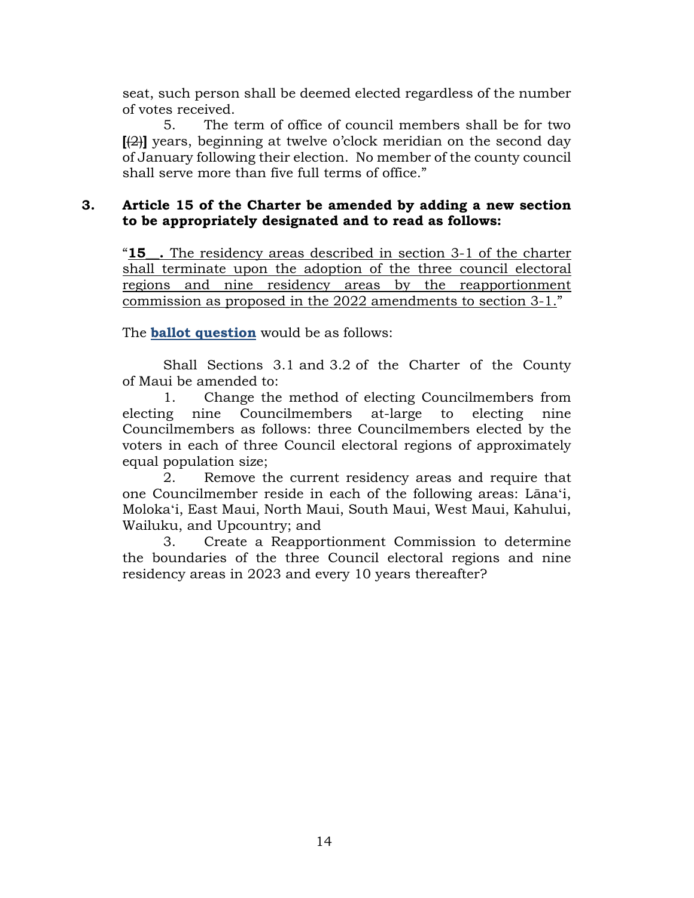seat, such person shall be deemed elected regardless of the number of votes received.

5. The term of office of council members shall be for two **[**~~(2)~~**]** years, beginning at twelve o'clock meridian on the second day of January following their election. No member of the county council shall serve more than five full terms of office."

**3. Article 15 of the Charter be amended by adding a new section to be appropriately designated and to read as follows:**

"**15__.** <u>The residency areas described in section 3-1 of the charter shall terminate upon the adoption of the three council electoral regions and nine residency areas by the reapportionment commission as proposed in the 2022 amendments to section 3-1.</u>"

The **ballot question** would be as follows:

Shall Sections 3.1 and 3.2 of the Charter of the County of Maui be amended to:

1. Change the method of electing Councilmembers from electing nine Councilmembers at-large to electing nine Councilmembers as follows: three Councilmembers elected by the voters in each of three Council electoral regions of approximately equal population size;
2. Remove the current residency areas and require that one Councilmember reside in each of the following areas: Lānaʻi, Molokaʻi, East Maui, North Maui, South Maui, West Maui, Kahului, Wailuku, and Upcountry; and
3. Create a Reapportionment Commission to determine the boundaries of the three Council electoral regions and nine residency areas in 2023 and every 10 years thereafter?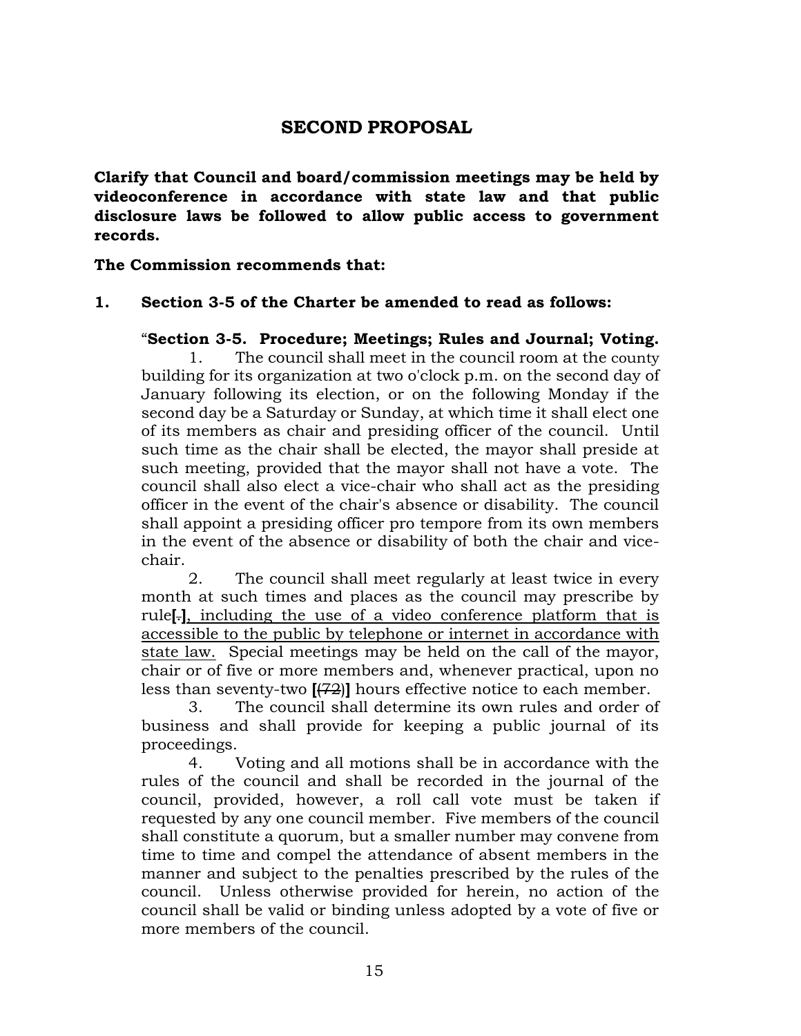## SECOND PROPOSAL

**Clarify that Council and board/commission meetings may be held by videoconference in accordance with state law and that public disclosure laws be followed to allow public access to government records.**

**The Commission recommends that:**

**1. Section 3-5 of the Charter be amended to read as follows:**

"**Section 3-5. Procedure; Meetings; Rules and Journal; Voting.**

1. The council shall meet in the council room at the county building for its organization at two o'clock p.m. on the second day of January following its election, or on the following Monday if the second day be a Saturday or Sunday, at which time it shall elect one of its members as chair and presiding officer of the council. Until such time as the chair shall be elected, the mayor shall preside at such meeting, provided that the mayor shall not have a vote. The council shall also elect a vice-chair who shall act as the presiding officer in the event of the chair's absence or disability. The council shall appoint a presiding officer pro tempore from its own members in the event of the absence or disability of both the chair and vice-chair.

2. The council shall meet regularly at least twice in every month at such times and places as the council may prescribe by rule**[~~.~~]**<u>, including the use of a video conference platform that is accessible to the public by telephone or internet in accordance with state law.</u> Special meetings may be held on the call of the mayor, chair or of five or more members and, whenever practical, upon no less than seventy-two **[**~~(72)~~**]** hours effective notice to each member.

3. The council shall determine its own rules and order of business and shall provide for keeping a public journal of its proceedings.

4. Voting and all motions shall be in accordance with the rules of the council and shall be recorded in the journal of the council, provided, however, a roll call vote must be taken if requested by any one council member. Five members of the council shall constitute a quorum, but a smaller number may convene from time to time and compel the attendance of absent members in the manner and subject to the penalties prescribed by the rules of the council. Unless otherwise provided for herein, no action of the council shall be valid or binding unless adopted by a vote of five or more members of the council.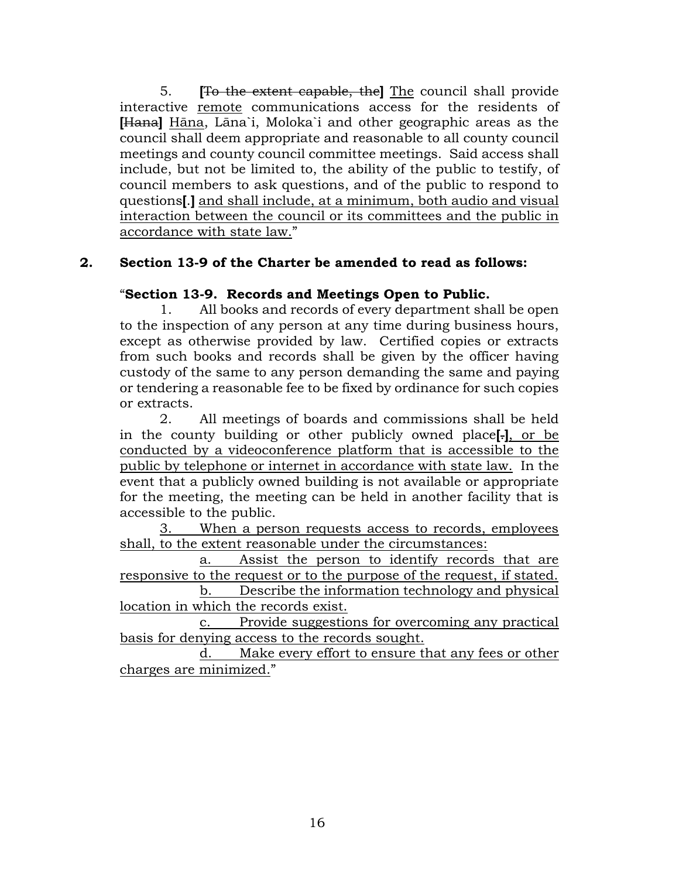5. **[**~~To the extent capable, the~~**]** <u>The</u> council shall provide interactive <u>remote</u> communications access for the residents of **[**~~Hana~~**]** <u>Hāna</u>, Lāna`i, Moloka`i and other geographic areas as the council shall deem appropriate and reasonable to all county council meetings and county council committee meetings. Said access shall include, but not be limited to, the ability of the public to testify, of council members to ask questions, and of the public to respond to questions**[**.**]** <u>and shall include, at a minimum, both audio and visual interaction between the council or its committees and the public in accordance with state law.</u>"

**2. Section 13-9 of the Charter be amended to read as follows:**

"**Section 13-9. Records and Meetings Open to Public.**

1. All books and records of every department shall be open to the inspection of any person at any time during business hours, except as otherwise provided by law. Certified copies or extracts from such books and records shall be given by the officer having custody of the same to any person demanding the same and paying or tendering a reasonable fee to be fixed by ordinance for such copies or extracts.

2. All meetings of boards and commissions shall be held in the county building or other publicly owned place**[**~~.~~**]**<u>, or be conducted by a videoconference platform that is accessible to the public by telephone or internet in accordance with state law.</u> In the event that a publicly owned building is not available or appropriate for the meeting, the meeting can be held in another facility that is accessible to the public.

<u>3. When a person requests access to records, employees shall, to the extent reasonable under the circumstances:</u>

<u>a. Assist the person to identify records that are responsive to the request or to the purpose of the request, if stated.</u>

<u>b. Describe the information technology and physical location in which the records exist.</u>

<u>c. Provide suggestions for overcoming any practical basis for denying access to the records sought.</u>

<u>d. Make every effort to ensure that any fees or other charges are minimized.</u>"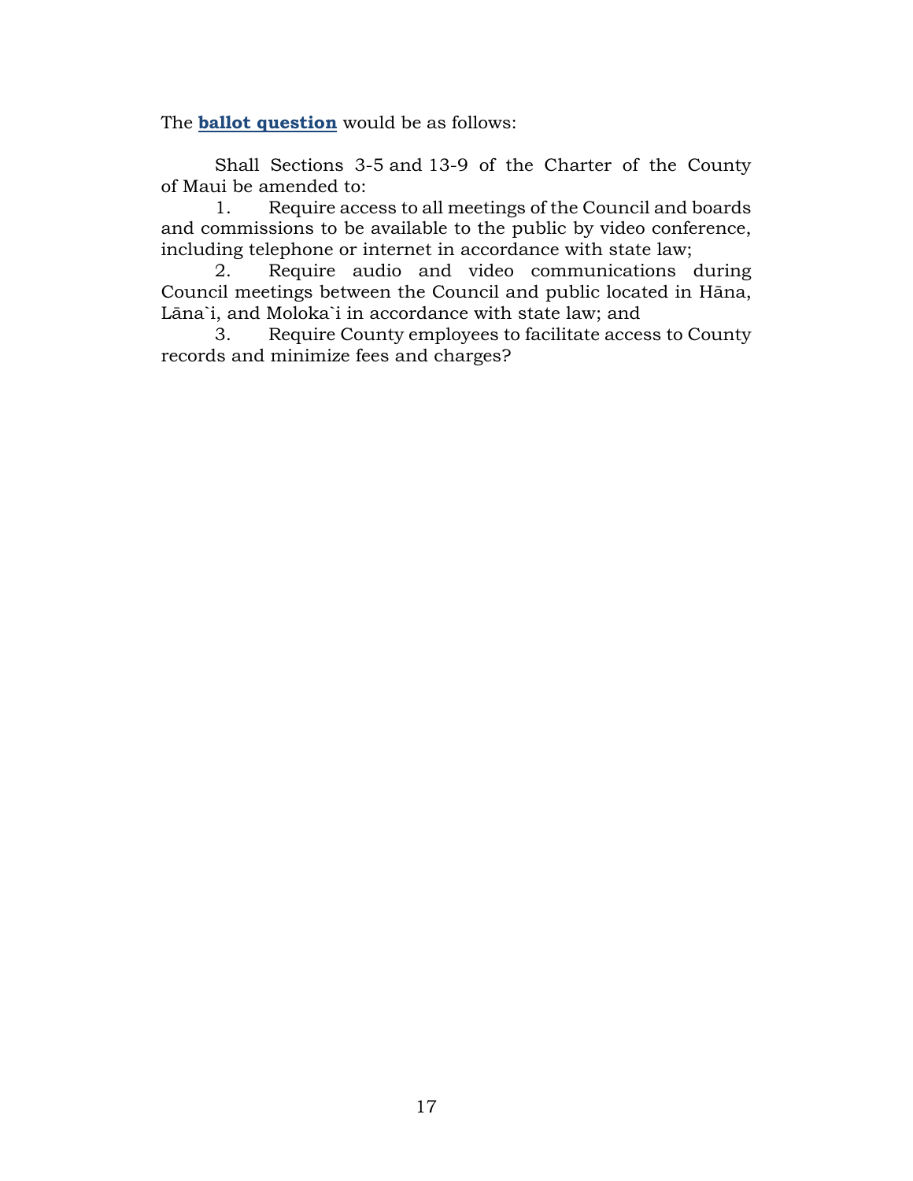The **[ballot question](ballot question)** would be as follows:

> Shall Sections 3-5 and 13-9 of the Charter of the County of Maui be amended to:
>
> 1. Require access to all meetings of the Council and boards and commissions to be available to the public by video conference, including telephone or internet in accordance with state law;
> 2. Require audio and video communications during Council meetings between the Council and public located in Hāna, Lāna`i, and Moloka`i in accordance with state law; and
> 3. Require County employees to facilitate access to County records and minimize fees and charges?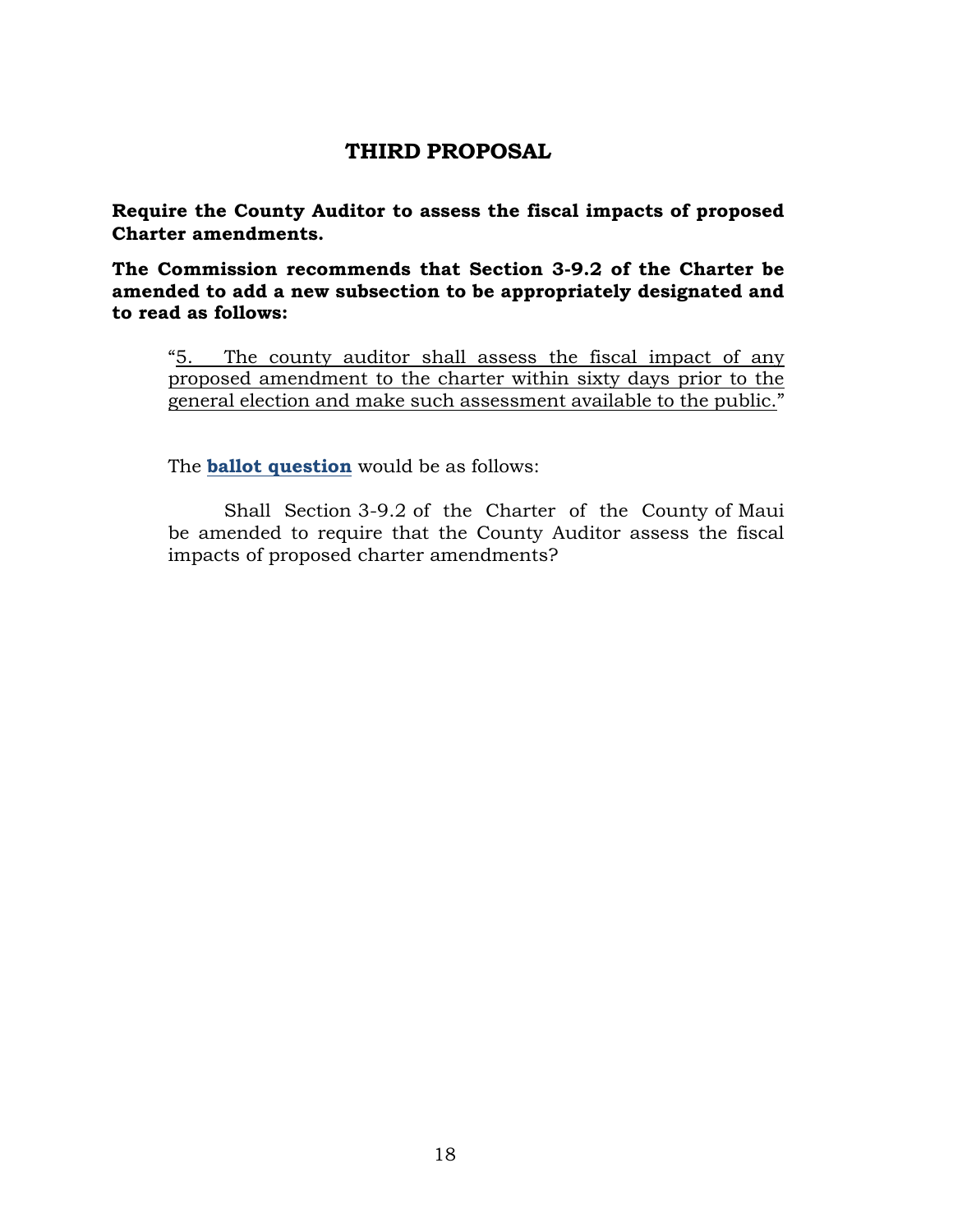## THIRD PROPOSAL

**Require the County Auditor to assess the fiscal impacts of proposed Charter amendments.**

**The Commission recommends that Section 3-9.2 of the Charter be amended to add a new subsection to be appropriately designated and to read as follows:**

> "<u>5. The county auditor shall assess the fiscal impact of any proposed amendment to the charter within sixty days prior to the general election and make such assessment available to the public.</u>"

The **ballot question** would be as follows:

> Shall Section 3-9.2 of the Charter of the County of Maui be amended to require that the County Auditor assess the fiscal impacts of proposed charter amendments?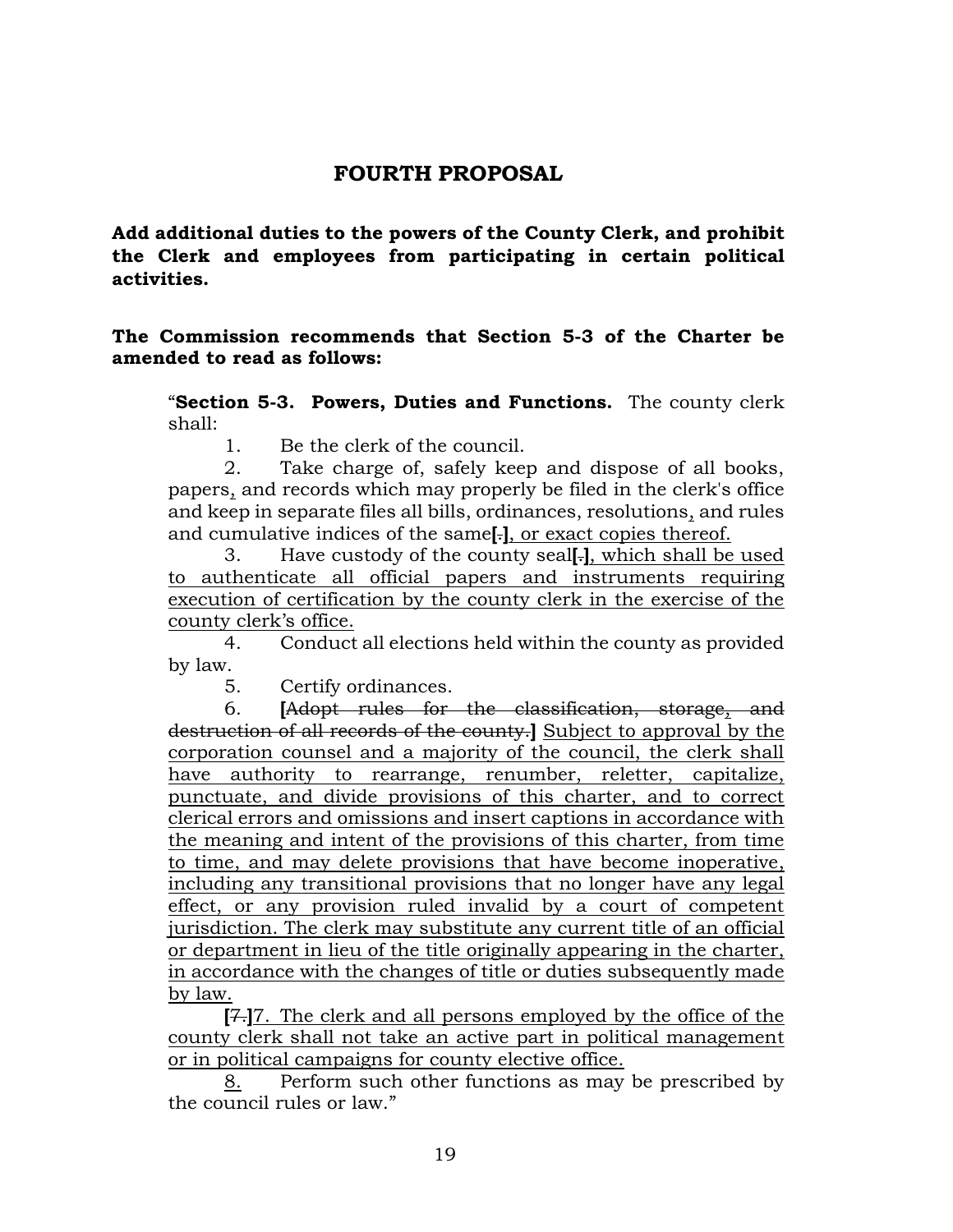## FOURTH PROPOSAL

**Add additional duties to the powers of the County Clerk, and prohibit the Clerk and employees from participating in certain political activities.**

**The Commission recommends that Section 5-3 of the Charter be amended to read as follows:**

> "**Section 5-3. Powers, Duties and Functions.** The county clerk shall:
>
> 1. Be the clerk of the council.
>
> 2. Take charge of, safely keep and dispose of all books, papers<u>,</u> and records which may properly be filed in the clerk's office and keep in separate files all bills, ordinances, resolutions<u>,</u> and rules and cumulative indices of the same**[**~~.~~**]**<u>, or exact copies thereof.</u>
>
> 3. Have custody of the county seal**[**~~.~~**]**<u>, which shall be used to authenticate all official papers and instruments requiring execution of certification by the county clerk in the exercise of the county clerk's office.</u>
>
> 4. Conduct all elections held within the county as provided by law.
>
> 5. Certify ordinances.
>
> 6. **[**~~Adopt rules for the classification, storage~~<u>,</u> ~~and destruction of all records of the county.~~**]** <u>Subject to approval by the corporation counsel and a majority of the council, the clerk shall have authority to rearrange, renumber, reletter, capitalize, punctuate, and divide provisions of this charter, and to correct clerical errors and omissions and insert captions in accordance with the meaning and intent of the provisions of this charter, from time to time, and may delete provisions that have become inoperative, including any transitional provisions that no longer have any legal effect, or any provision ruled invalid by a court of competent jurisdiction. The clerk may substitute any current title of an official or department in lieu of the title originally appearing in the charter, in accordance with the changes of title or duties subsequently made by law.</u>
>
> **[**~~7.~~**]**<u>7. The clerk and all persons employed by the office of the county clerk shall not take an active part in political management or in political campaigns for county elective office.</u>
>
> <u>8.</u> Perform such other functions as may be prescribed by the council rules or law."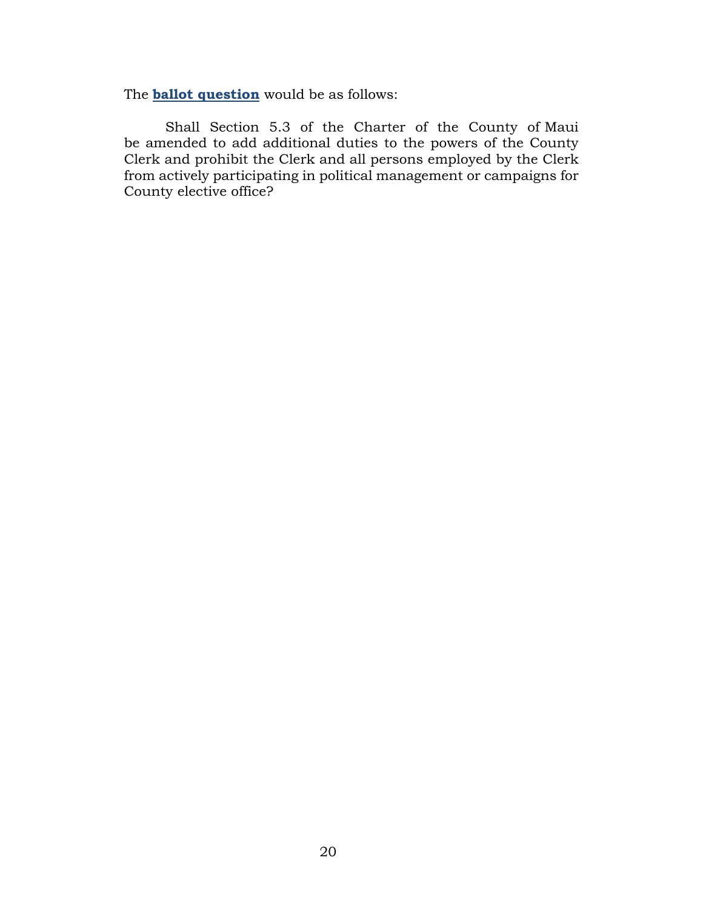The **ballot question** would be as follows:

Shall Section 5.3 of the Charter of the County of Maui be amended to add additional duties to the powers of the County Clerk and prohibit the Clerk and all persons employed by the Clerk from actively participating in political management or campaigns for County elective office?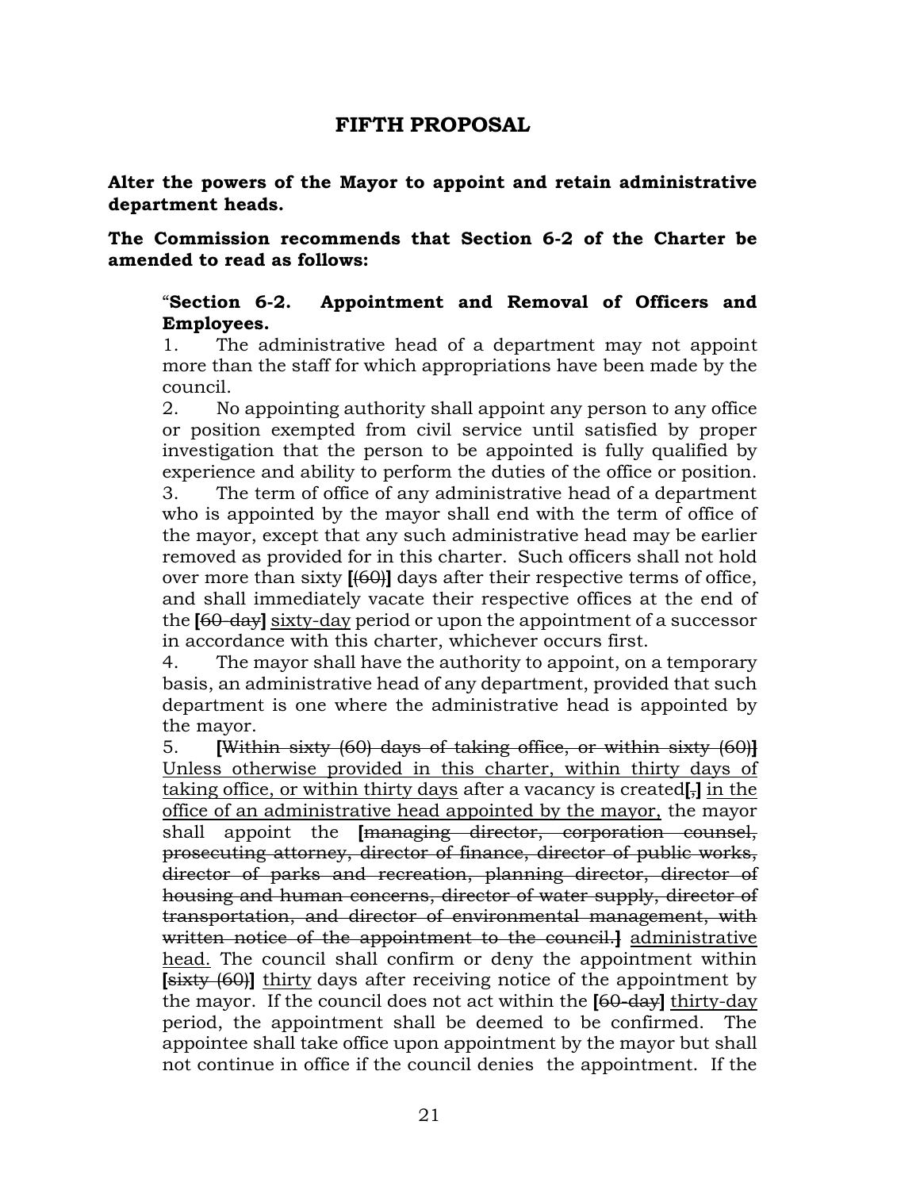## FIFTH PROPOSAL

**Alter the powers of the Mayor to appoint and retain administrative department heads.**

**The Commission recommends that Section 6-2 of the Charter be amended to read as follows:**

> "**Section 6-2. Appointment and Removal of Officers and Employees.**
>
> 1. The administrative head of a department may not appoint more than the staff for which appropriations have been made by the council.
> 2. No appointing authority shall appoint any person to any office or position exempted from civil service until satisfied by proper investigation that the person to be appointed is fully qualified by experience and ability to perform the duties of the office or position.
> 3. The term of office of any administrative head of a department who is appointed by the mayor shall end with the term of office of the mayor, except that any such administrative head may be earlier removed as provided for in this charter. Such officers shall not hold over more than sixty **[**~~(60)~~**]** days after their respective terms of office, and shall immediately vacate their respective offices at the end of the **[**~~60-day~~**]** <u>sixty-day</u> period or upon the appointment of a successor in accordance with this charter, whichever occurs first.
> 4. The mayor shall have the authority to appoint, on a temporary basis, an administrative head of any department, provided that such department is one where the administrative head is appointed by the mayor.
> 5. **[**~~Within sixty (60) days of taking office, or within sixty (60)~~**]** <u>Unless otherwise provided in this charter, within thirty days of taking office, or within thirty days</u> after a vacancy is created**[**~~,~~**]** <u>in the office of an administrative head appointed by the mayor,</u> the mayor shall appoint the **[**~~managing director, corporation counsel, prosecuting attorney, director of finance, director of public works, director of parks and recreation, planning director, director of housing and human concerns, director of water supply, director of transportation, and director of environmental management, with written notice of the appointment to the council.~~**]** <u>administrative head.</u> The council shall confirm or deny the appointment within **[**~~sixty (60)~~**]** <u>thirty</u> days after receiving notice of the appointment by the mayor. If the council does not act within the **[**~~60-day~~**]** <u>thirty-day</u> period, the appointment shall be deemed to be confirmed. The appointee shall take office upon appointment by the mayor but shall not continue in office if the council denies the appointment. If the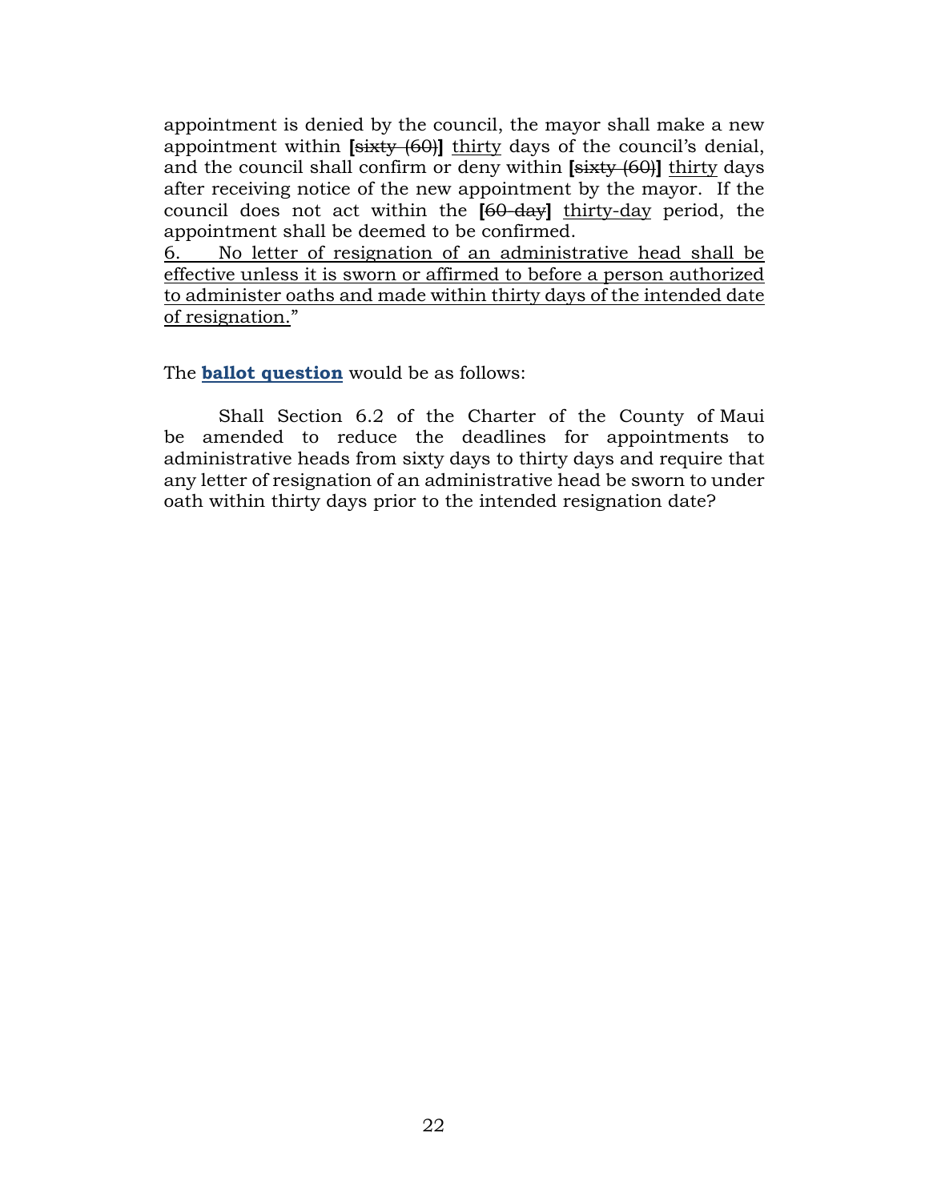appointment is denied by the council, the mayor shall make a new appointment within **[**~~sixty (60)~~**]** <u>thirty</u> days of the council's denial, and the council shall confirm or deny within **[**~~sixty (60)~~**]** <u>thirty</u> days after receiving notice of the new appointment by the mayor. If the council does not act within the **[**~~60-day~~**]** <u>thirty-day</u> period, the appointment shall be deemed to be confirmed.

<u>6. No letter of resignation of an administrative head shall be effective unless it is sworn or affirmed to before a person authorized to administer oaths and made within thirty days of the intended date of resignation.</u>"

The **ballot question** would be as follows:

Shall Section 6.2 of the Charter of the County of Maui be amended to reduce the deadlines for appointments to administrative heads from sixty days to thirty days and require that any letter of resignation of an administrative head be sworn to under oath within thirty days prior to the intended resignation date?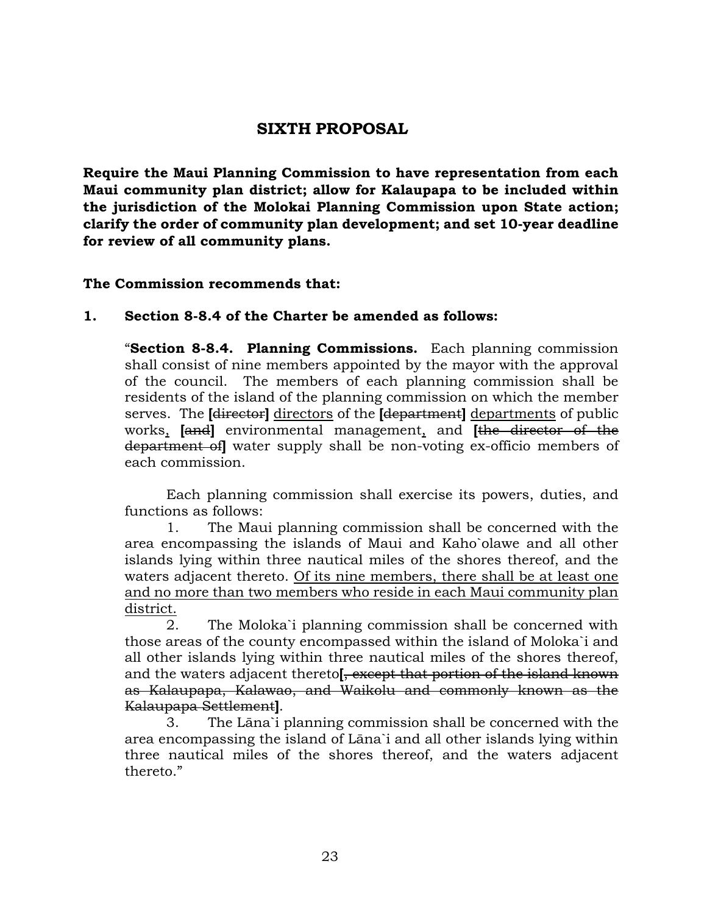## SIXTH PROPOSAL

**Require the Maui Planning Commission to have representation from each Maui community plan district; allow for Kalaupapa to be included within the jurisdiction of the Molokai Planning Commission upon State action; clarify the order of community plan development; and set 10-year deadline for review of all community plans.**

**The Commission recommends that:**

**1. Section 8-8.4 of the Charter be amended as follows:**

"**Section 8-8.4. Planning Commissions.** Each planning commission shall consist of nine members appointed by the mayor with the approval of the council. The members of each planning commission shall be residents of the island of the planning commission on which the member serves. The **[**~~director~~**]** <u>directors</u> of the **[**~~department~~**]** <u>departments</u> of public works<u>,</u> **[**~~and~~**]** environmental management<u>,</u> and **[**~~the director of the department of~~**]** water supply shall be non-voting ex-officio members of each commission.

Each planning commission shall exercise its powers, duties, and functions as follows:

1. The Maui planning commission shall be concerned with the area encompassing the islands of Maui and Kaho`olawe and all other islands lying within three nautical miles of the shores thereof, and the waters adjacent thereto. <u>Of its nine members, there shall be at least one and no more than two members who reside in each Maui community plan district.</u>
2. The Moloka`i planning commission shall be concerned with those areas of the county encompassed within the island of Moloka`i and all other islands lying within three nautical miles of the shores thereof, and the waters adjacent thereto**[**~~, except that portion of the island known as Kalaupapa, Kalawao, and Waikolu and commonly known as the Kalaupapa Settlement~~**]**.
3. The Lāna`i planning commission shall be concerned with the area encompassing the island of Lāna`i and all other islands lying within three nautical miles of the shores thereof, and the waters adjacent thereto."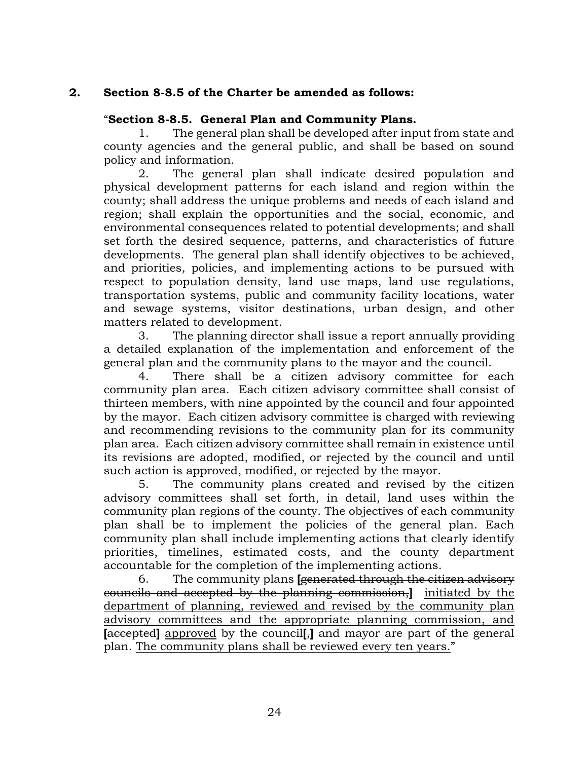**2. Section 8-8.5 of the Charter be amended as follows:**

"**Section 8-8.5. General Plan and Community Plans.**

1. The general plan shall be developed after input from state and county agencies and the general public, and shall be based on sound policy and information.

2. The general plan shall indicate desired population and physical development patterns for each island and region within the county; shall address the unique problems and needs of each island and region; shall explain the opportunities and the social, economic, and environmental consequences related to potential developments; and shall set forth the desired sequence, patterns, and characteristics of future developments. The general plan shall identify objectives to be achieved, and priorities, policies, and implementing actions to be pursued with respect to population density, land use maps, land use regulations, transportation systems, public and community facility locations, water and sewage systems, visitor destinations, urban design, and other matters related to development.

3. The planning director shall issue a report annually providing a detailed explanation of the implementation and enforcement of the general plan and the community plans to the mayor and the council.

4. There shall be a citizen advisory committee for each community plan area. Each citizen advisory committee shall consist of thirteen members, with nine appointed by the council and four appointed by the mayor. Each citizen advisory committee is charged with reviewing and recommending revisions to the community plan for its community plan area. Each citizen advisory committee shall remain in existence until its revisions are adopted, modified, or rejected by the council and until such action is approved, modified, or rejected by the mayor.

5. The community plans created and revised by the citizen advisory committees shall set forth, in detail, land uses within the community plan regions of the county. The objectives of each community plan shall be to implement the policies of the general plan. Each community plan shall include implementing actions that clearly identify priorities, timelines, estimated costs, and the county department accountable for the completion of the implementing actions.

6. The community plans **[**~~generated through the citizen advisory councils and accepted by the planning commission,~~**]** <u>initiated by the department of planning, reviewed and revised by the community plan advisory committees and the appropriate planning commission, and</u> **[**~~accepted~~**]** <u>approved</u> by the council**[**~~,~~**]** and mayor are part of the general plan. <u>The community plans shall be reviewed every ten years.</u>"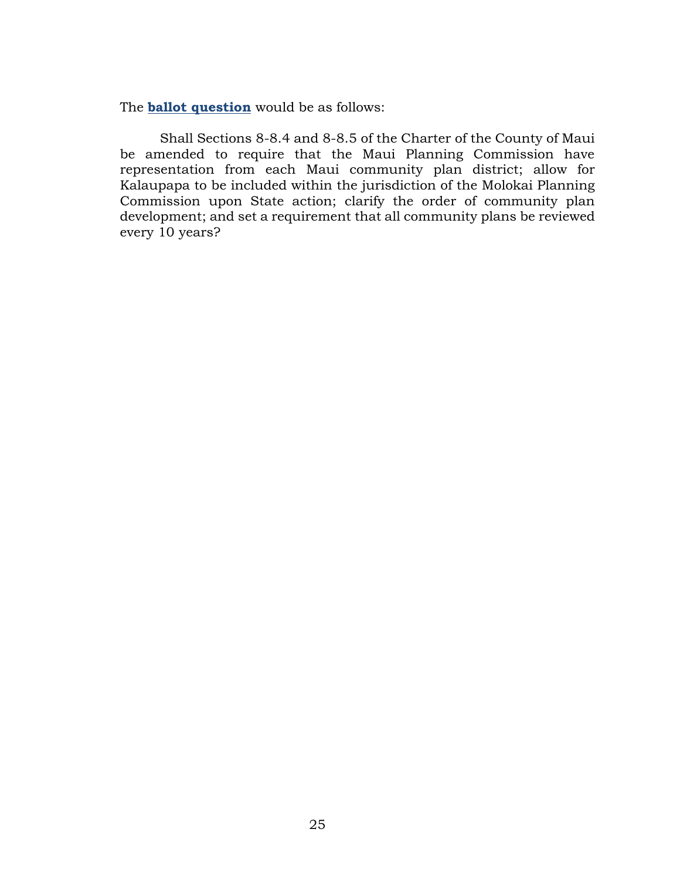The **ballot question** would be as follows:

Shall Sections 8-8.4 and 8-8.5 of the Charter of the County of Maui be amended to require that the Maui Planning Commission have representation from each Maui community plan district; allow for Kalaupapa to be included within the jurisdiction of the Molokai Planning Commission upon State action; clarify the order of community plan development; and set a requirement that all community plans be reviewed every 10 years?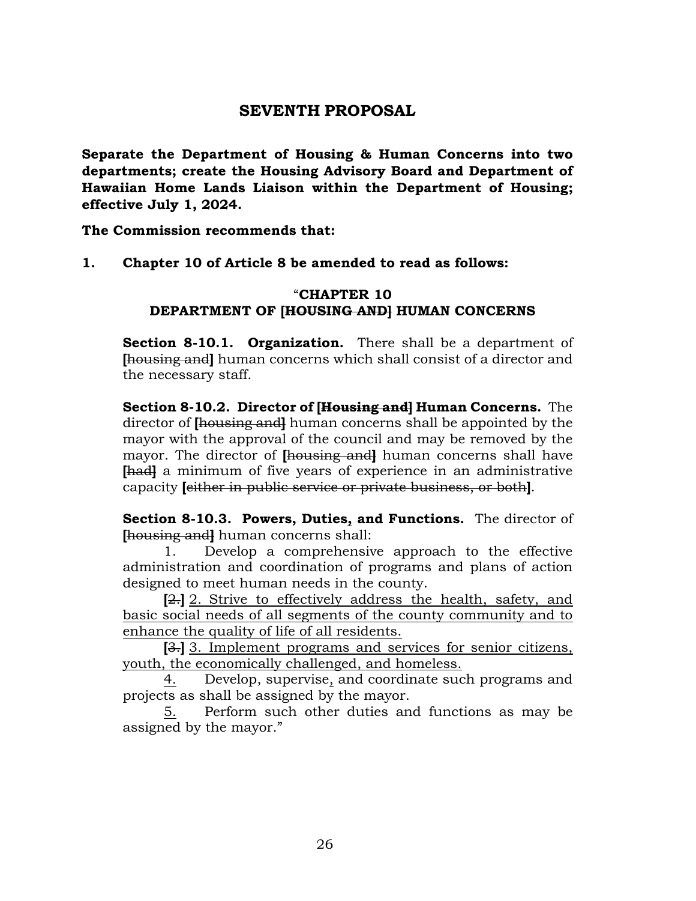## SEVENTH PROPOSAL

**Separate the Department of Housing & Human Concerns into two departments; create the Housing Advisory Board and Department of Hawaiian Home Lands Liaison within the Department of Housing; effective July 1, 2024.**

**The Commission recommends that:**

**1. Chapter 10 of Article 8 be amended to read as follows:**

**"CHAPTER 10**
**DEPARTMENT OF [~~HOUSING AND~~] HUMAN CONCERNS**

**Section 8-10.1. Organization.** There shall be a department of **[**~~housing and~~**]** human concerns which shall consist of a director and the necessary staff.

**Section 8-10.2. Director of [~~Housing and~~] Human Concerns.** The director of **[**~~housing and~~**]** human concerns shall be appointed by the mayor with the approval of the council and may be removed by the mayor. The director of **[**~~housing and~~**]** human concerns shall have **[**~~had~~**]** a minimum of five years of experience in an administrative capacity **[**~~either in public service or private business, or both~~**]**.

**Section 8-10.3. Powers, Duties<u>,</u> and Functions.** The director of **[**~~housing and~~**]** human concerns shall:

1. Develop a comprehensive approach to the effective administration and coordination of programs and plans of action designed to meet human needs in the county.

**[**~~2.~~**]** <u>2. Strive to effectively address the health, safety, and basic social needs of all segments of the county community and to enhance the quality of life of all residents.</u>

**[**~~3.~~**]** <u>3. Implement programs and services for senior citizens, youth, the economically challenged, and homeless.</u>

<u>4.</u> Develop, supervise<u>,</u> and coordinate such programs and projects as shall be assigned by the mayor.

<u>5.</u> Perform such other duties and functions as may be assigned by the mayor."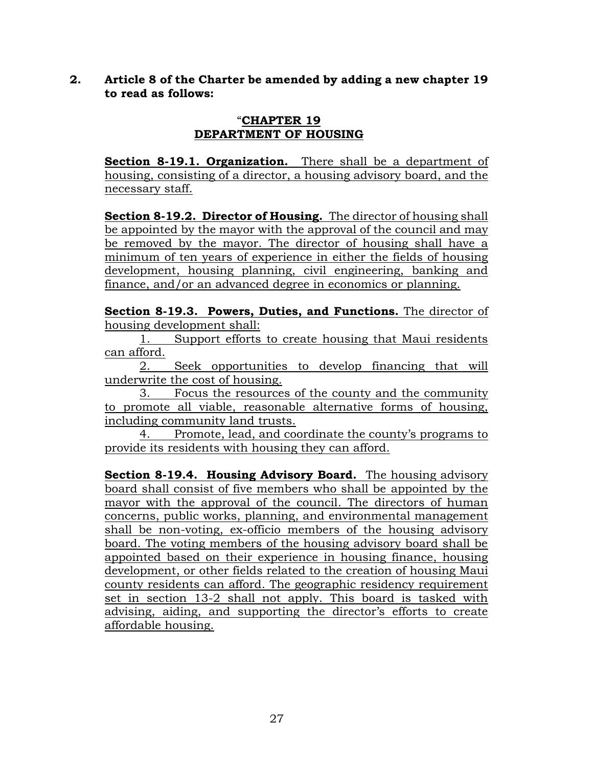**2. Article 8 of the Charter be amended by adding a new chapter 19 to read as follows:**

"**CHAPTER 19**
**DEPARTMENT OF HOUSING**

**Section 8-19.1. Organization.** There shall be a department of housing, consisting of a director, a housing advisory board, and the necessary staff.

**Section 8-19.2. Director of Housing.** The director of housing shall be appointed by the mayor with the approval of the council and may be removed by the mayor. The director of housing shall have a minimum of ten years of experience in either the fields of housing development, housing planning, civil engineering, banking and finance, and/or an advanced degree in economics or planning.

**Section 8-19.3. Powers, Duties, and Functions.** The director of housing development shall:

1. Support efforts to create housing that Maui residents can afford.
2. Seek opportunities to develop financing that will underwrite the cost of housing.
3. Focus the resources of the county and the community to promote all viable, reasonable alternative forms of housing, including community land trusts.
4. Promote, lead, and coordinate the county's programs to provide its residents with housing they can afford.

**Section 8-19.4. Housing Advisory Board.** The housing advisory board shall consist of five members who shall be appointed by the mayor with the approval of the council. The directors of human concerns, public works, planning, and environmental management shall be non-voting, ex-officio members of the housing advisory board. The voting members of the housing advisory board shall be appointed based on their experience in housing finance, housing development, or other fields related to the creation of housing Maui county residents can afford. The geographic residency requirement set in section 13-2 shall not apply. This board is tasked with advising, aiding, and supporting the director's efforts to create affordable housing.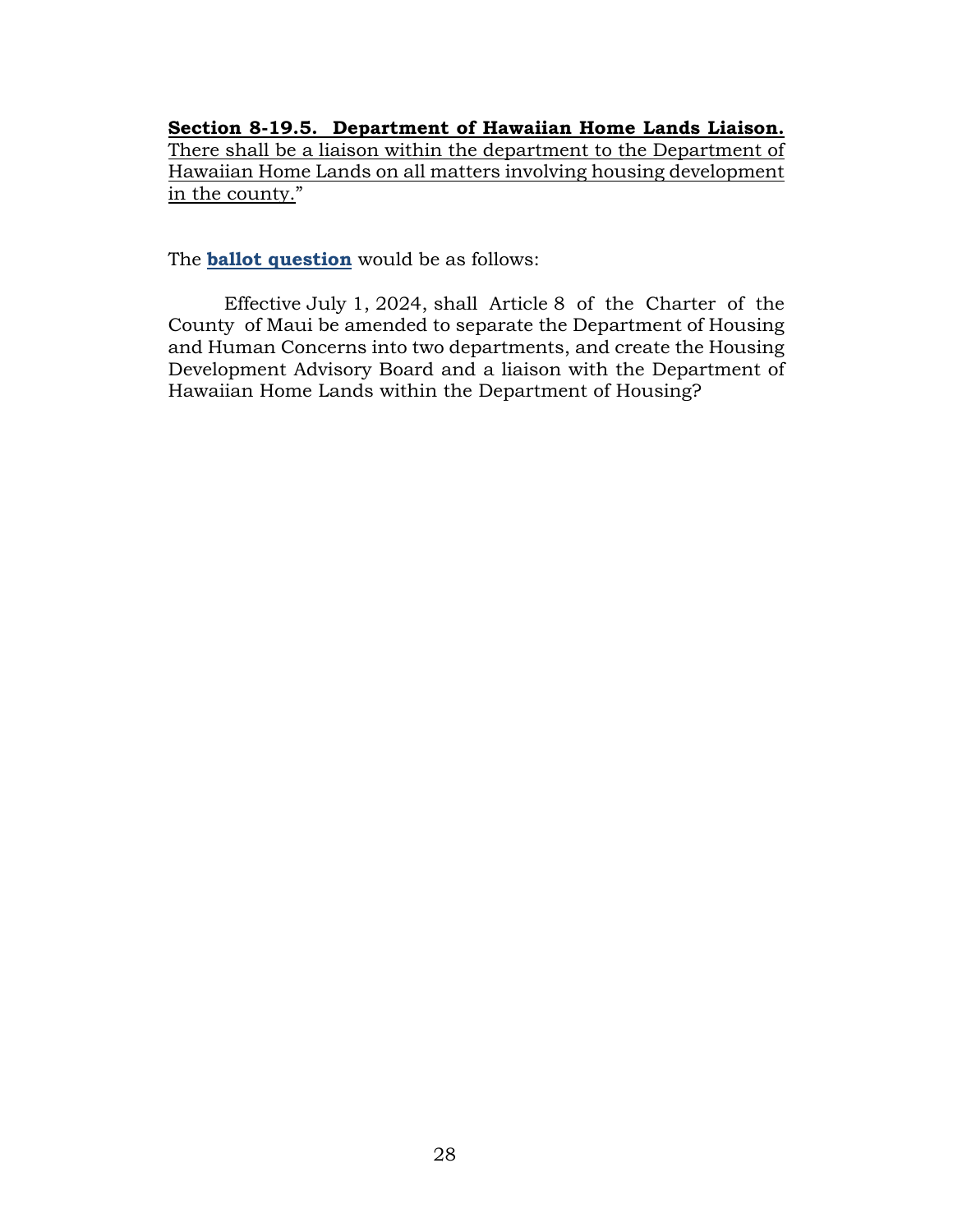<u>**Section 8-19.5. Department of Hawaiian Home Lands Liaison.**</u> <u>There shall be a liaison within the department to the Department of Hawaiian Home Lands on all matters involving housing development in the county.</u>"

The **ballot question** would be as follows:

Effective July 1, 2024, shall Article 8 of the Charter of the County of Maui be amended to separate the Department of Housing and Human Concerns into two departments, and create the Housing Development Advisory Board and a liaison with the Department of Hawaiian Home Lands within the Department of Housing?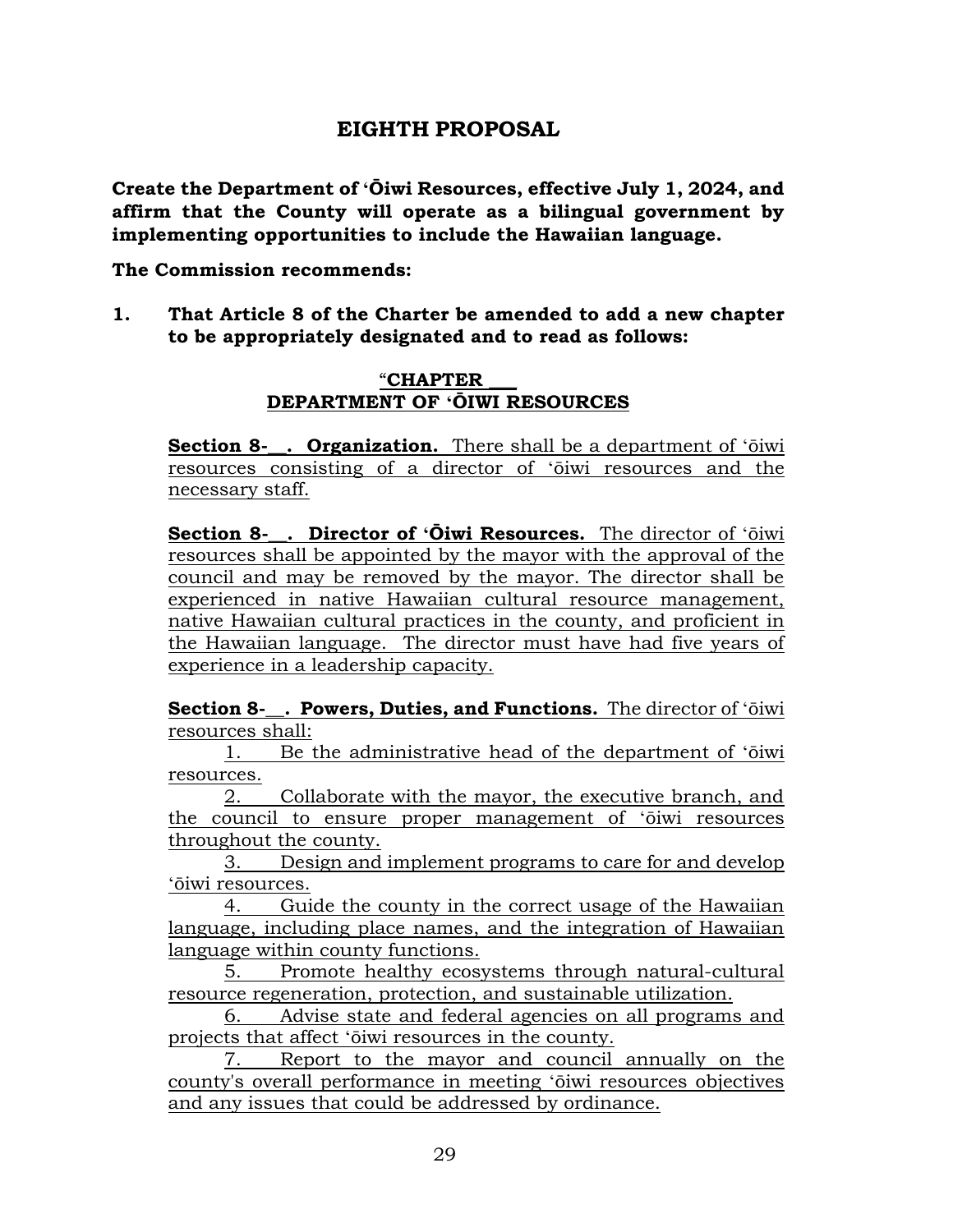## EIGHTH PROPOSAL

**Create the Department of ʻŌiwi Resources, effective July 1, 2024, and affirm that the County will operate as a bilingual government by implementing opportunities to include the Hawaiian language.**

**The Commission recommends:**

**1. That Article 8 of the Charter be amended to add a new chapter to be appropriately designated and to read as follows:**

### "CHAPTER ___
### DEPARTMENT OF ʻŌIWI RESOURCES

**Section 8-__. Organization.** There shall be a department of ʻōiwi resources consisting of a director of ʻōiwi resources and the necessary staff.

**Section 8-__. Director of ʻŌiwi Resources.** The director of ʻōiwi resources shall be appointed by the mayor with the approval of the council and may be removed by the mayor. The director shall be experienced in native Hawaiian cultural resource management, native Hawaiian cultural practices in the county, and proficient in the Hawaiian language. The director must have had five years of experience in a leadership capacity.

**Section 8-__. Powers, Duties, and Functions.** The director of ʻōiwi resources shall:

1. Be the administrative head of the department of ʻōiwi resources.
2. Collaborate with the mayor, the executive branch, and the council to ensure proper management of ʻōiwi resources throughout the county.
3. Design and implement programs to care for and develop ʻōiwi resources.
4. Guide the county in the correct usage of the Hawaiian language, including place names, and the integration of Hawaiian language within county functions.
5. Promote healthy ecosystems through natural-cultural resource regeneration, protection, and sustainable utilization.
6. Advise state and federal agencies on all programs and projects that affect ʻōiwi resources in the county.
7. Report to the mayor and council annually on the county's overall performance in meeting ʻōiwi resources objectives and any issues that could be addressed by ordinance.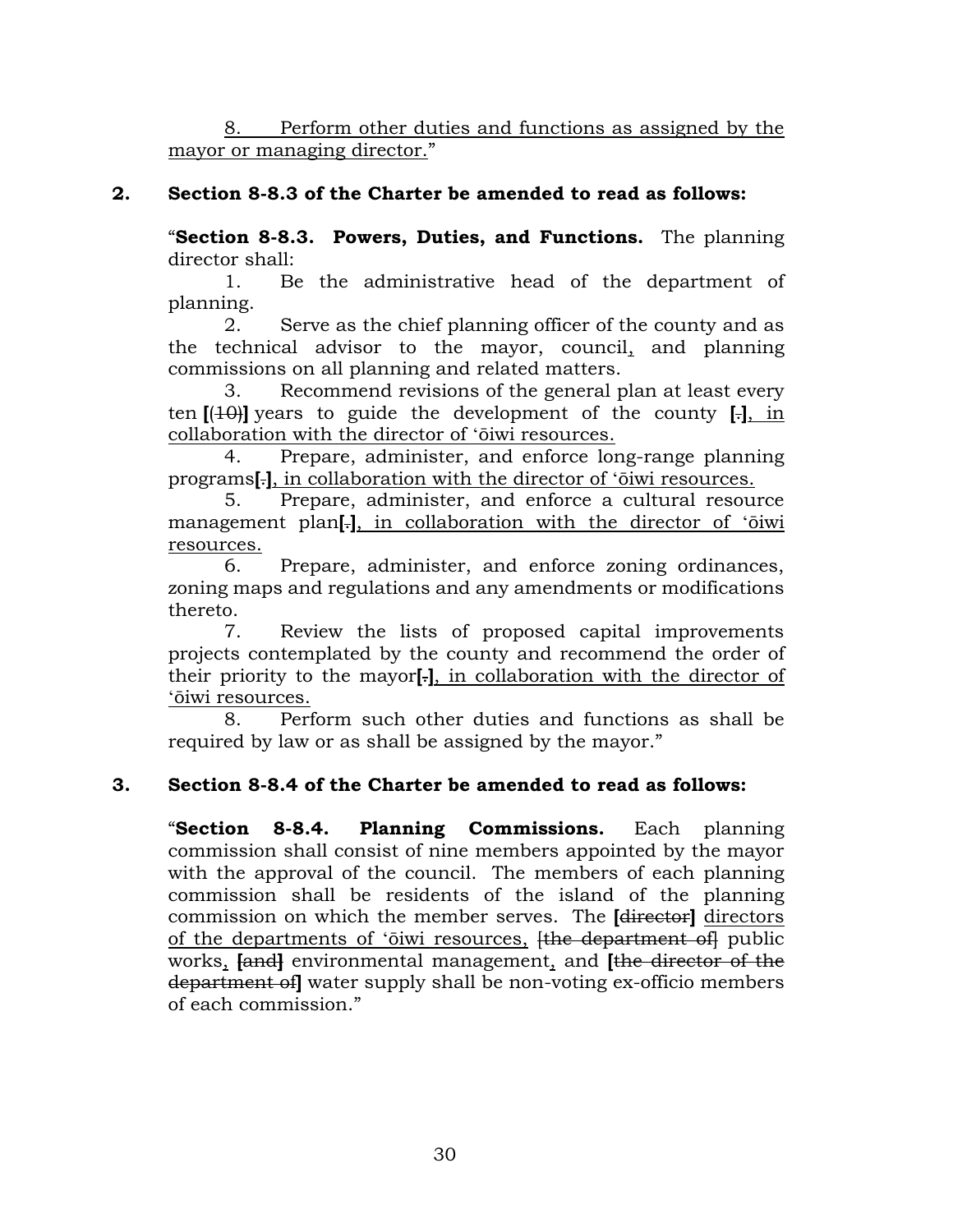8. Perform other duties and functions as assigned by the mayor or managing director."

**2. Section 8-8.3 of the Charter be amended to read as follows:**

"**Section 8-8.3. Powers, Duties, and Functions.** The planning director shall:

1. Be the administrative head of the department of planning.
2. Serve as the chief planning officer of the county and as the technical advisor to the mayor, council, and planning commissions on all planning and related matters.
3. Recommend revisions of the general plan at least every ten **[**~~(10)~~**]** years to guide the development of the county **[**~~.~~**]**, in collaboration with the director of ʻōiwi resources.
4. Prepare, administer, and enforce long-range planning programs**[**~~.~~**]**, in collaboration with the director of ʻōiwi resources.
5. Prepare, administer, and enforce a cultural resource management plan**[**~~.~~**]**, in collaboration with the director of ʻōiwi resources.
6. Prepare, administer, and enforce zoning ordinances, zoning maps and regulations and any amendments or modifications thereto.
7. Review the lists of proposed capital improvements projects contemplated by the county and recommend the order of their priority to the mayor**[**~~.~~**]**, in collaboration with the director of ʻōiwi resources.
8. Perform such other duties and functions as shall be required by law or as shall be assigned by the mayor."

**3. Section 8-8.4 of the Charter be amended to read as follows:**

"**Section 8-8.4. Planning Commissions.** Each planning commission shall consist of nine members appointed by the mayor with the approval of the council. The members of each planning commission shall be residents of the island of the planning commission on which the member serves. The **[**~~director~~**]** directors of the departments of ʻōiwi resources, [~~the department of~~] public works, **[**~~and~~**]** environmental management, and **[**~~the director of the department of~~**]** water supply shall be non-voting ex-officio members of each commission."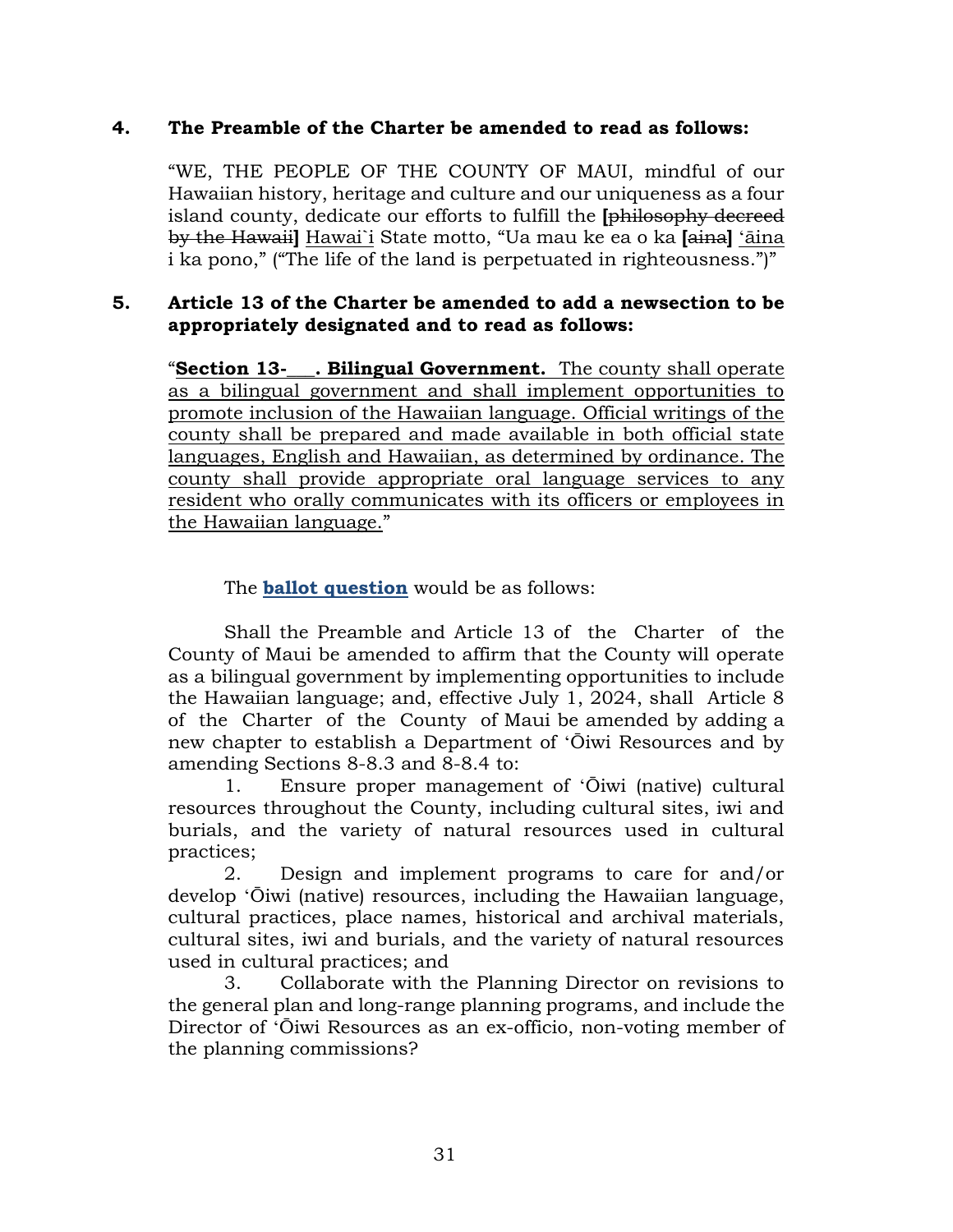**4. The Preamble of the Charter be amended to read as follows:**

"WE, THE PEOPLE OF THE COUNTY OF MAUI, mindful of our Hawaiian history, heritage and culture and our uniqueness as a four island county, dedicate our efforts to fulfill the **[**~~philosophy decreed by the Hawaii~~**]** <u>Hawai`i</u> State motto, "Ua mau ke ea o ka **[**~~aina~~**]** <u>ʻāina</u> i ka pono," ("The life of the land is perpetuated in righteousness.")"

**5. Article 13 of the Charter be amended to add a newsection to be appropriately designated and to read as follows:**

"<u>**Section 13-\_\_\_. Bilingual Government.**</u> <u>The county shall operate as a bilingual government and shall implement opportunities to promote inclusion of the Hawaiian language. Official writings of the county shall be prepared and made available in both official state languages, English and Hawaiian, as determined by ordinance. The county shall provide appropriate oral language services to any resident who orally communicates with its officers or employees in the Hawaiian language.</u>"

The **ballot question** would be as follows:

Shall the Preamble and Article 13 of the Charter of the County of Maui be amended to affirm that the County will operate as a bilingual government by implementing opportunities to include the Hawaiian language; and, effective July 1, 2024, shall Article 8 of the Charter of the County of Maui be amended by adding a new chapter to establish a Department of ʻŌiwi Resources and by amending Sections 8-8.3 and 8-8.4 to:

1. Ensure proper management of ʻŌiwi (native) cultural resources throughout the County, including cultural sites, iwi and burials, and the variety of natural resources used in cultural practices;
2. Design and implement programs to care for and/or develop ʻŌiwi (native) resources, including the Hawaiian language, cultural practices, place names, historical and archival materials, cultural sites, iwi and burials, and the variety of natural resources used in cultural practices; and
3. Collaborate with the Planning Director on revisions to the general plan and long-range planning programs, and include the Director of ʻŌiwi Resources as an ex-officio, non-voting member of the planning commissions?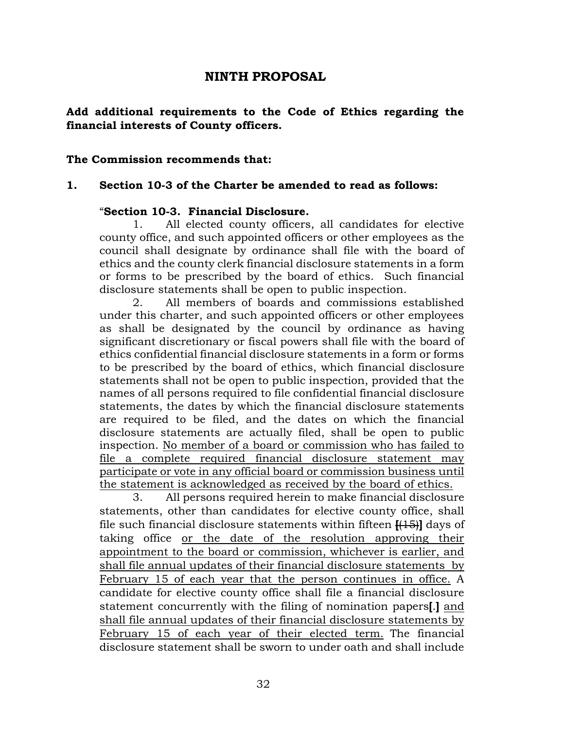## NINTH PROPOSAL

**Add additional requirements to the Code of Ethics regarding the financial interests of County officers.**

**The Commission recommends that:**

**1. Section 10-3 of the Charter be amended to read as follows:**

"**Section 10-3. Financial Disclosure.**

1. All elected county officers, all candidates for elective county office, and such appointed officers or other employees as the council shall designate by ordinance shall file with the board of ethics and the county clerk financial disclosure statements in a form or forms to be prescribed by the board of ethics. Such financial disclosure statements shall be open to public inspection.

2. All members of boards and commissions established under this charter, and such appointed officers or other employees as shall be designated by the council by ordinance as having significant discretionary or fiscal powers shall file with the board of ethics confidential financial disclosure statements in a form or forms to be prescribed by the board of ethics, which financial disclosure statements shall not be open to public inspection, provided that the names of all persons required to file confidential financial disclosure statements, the dates by which the financial disclosure statements are required to be filed, and the dates on which the financial disclosure statements are actually filed, shall be open to public inspection. <u>No member of a board or commission who has failed to file a complete required financial disclosure statement may participate or vote in any official board or commission business until the statement is acknowledged as received by the board of ethics.</u>

3. All persons required herein to make financial disclosure statements, other than candidates for elective county office, shall file such financial disclosure statements within fifteen **[**~~(15)~~**]** days of taking office <u>or the date of the resolution approving their appointment to the board or commission, whichever is earlier, and shall file annual updates of their financial disclosure statements by February 15 of each year that the person continues in office.</u> A candidate for elective county office shall file a financial disclosure statement concurrently with the filing of nomination papers**[**.**]** <u>and shall file annual updates of their financial disclosure statements by February 15 of each year of their elected term.</u> The financial disclosure statement shall be sworn to under oath and shall include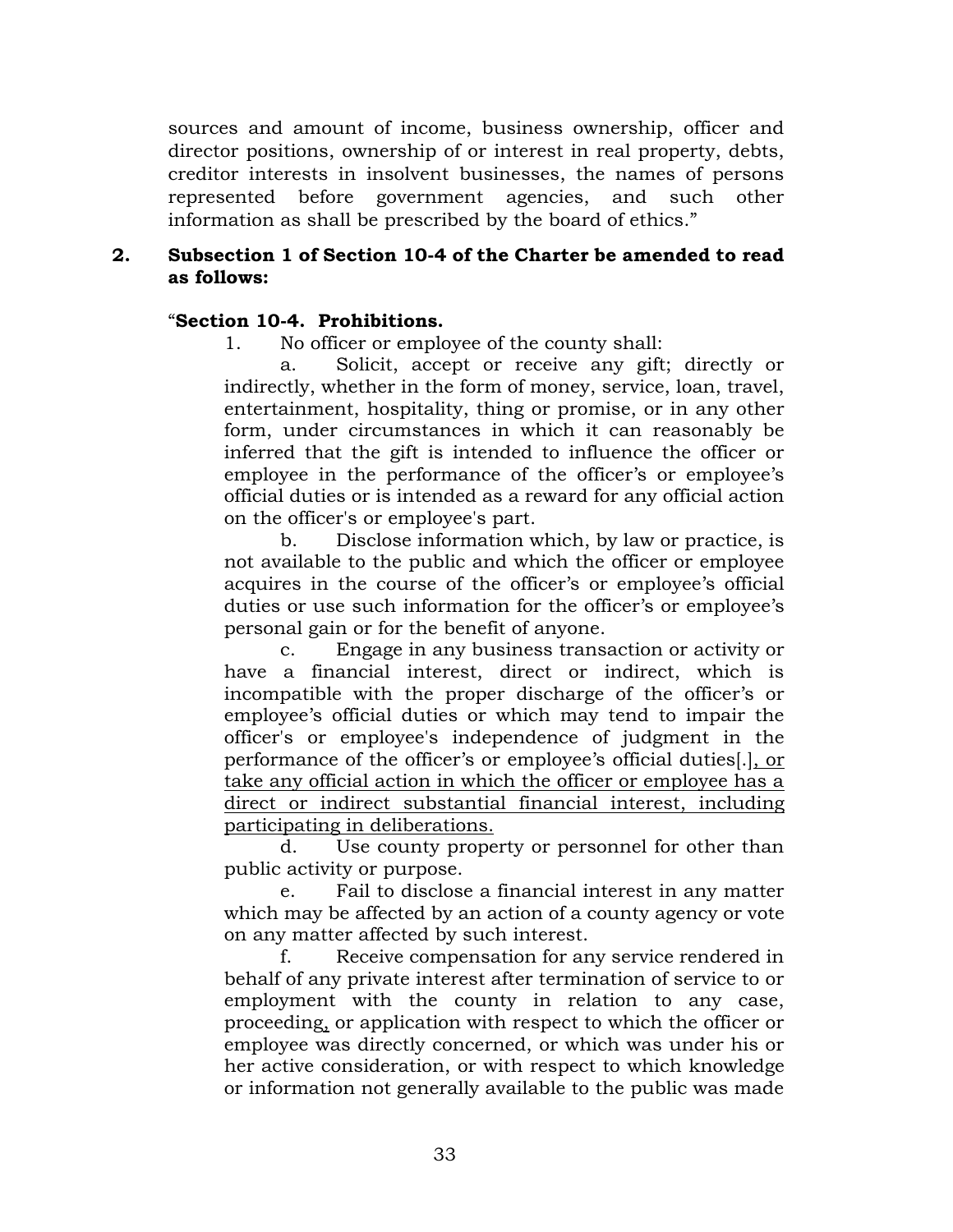sources and amount of income, business ownership, officer and director positions, ownership of or interest in real property, debts, creditor interests in insolvent businesses, the names of persons represented before government agencies, and such other information as shall be prescribed by the board of ethics."

**2. Subsection 1 of Section 10-4 of the Charter be amended to read as follows:**

"**Section 10-4. Prohibitions.**

1. No officer or employee of the county shall:

a. Solicit, accept or receive any gift; directly or indirectly, whether in the form of money, service, loan, travel, entertainment, hospitality, thing or promise, or in any other form, under circumstances in which it can reasonably be inferred that the gift is intended to influence the officer or employee in the performance of the officer's or employee's official duties or is intended as a reward for any official action on the officer's or employee's part.

b. Disclose information which, by law or practice, is not available to the public and which the officer or employee acquires in the course of the officer's or employee's official duties or use such information for the officer's or employee's personal gain or for the benefit of anyone.

c. Engage in any business transaction or activity or have a financial interest, direct or indirect, which is incompatible with the proper discharge of the officer's or employee's official duties or which may tend to impair the officer's or employee's independence of judgment in the performance of the officer's or employee's official duties[.]<u>, or take any official action in which the officer or employee has a direct or indirect substantial financial interest, including participating in deliberations.</u>

d. Use county property or personnel for other than public activity or purpose.

e. Fail to disclose a financial interest in any matter which may be affected by an action of a county agency or vote on any matter affected by such interest.

f. Receive compensation for any service rendered in behalf of any private interest after termination of service to or employment with the county in relation to any case, proceeding<u>,</u> or application with respect to which the officer or employee was directly concerned, or which was under his or her active consideration, or with respect to which knowledge or information not generally available to the public was made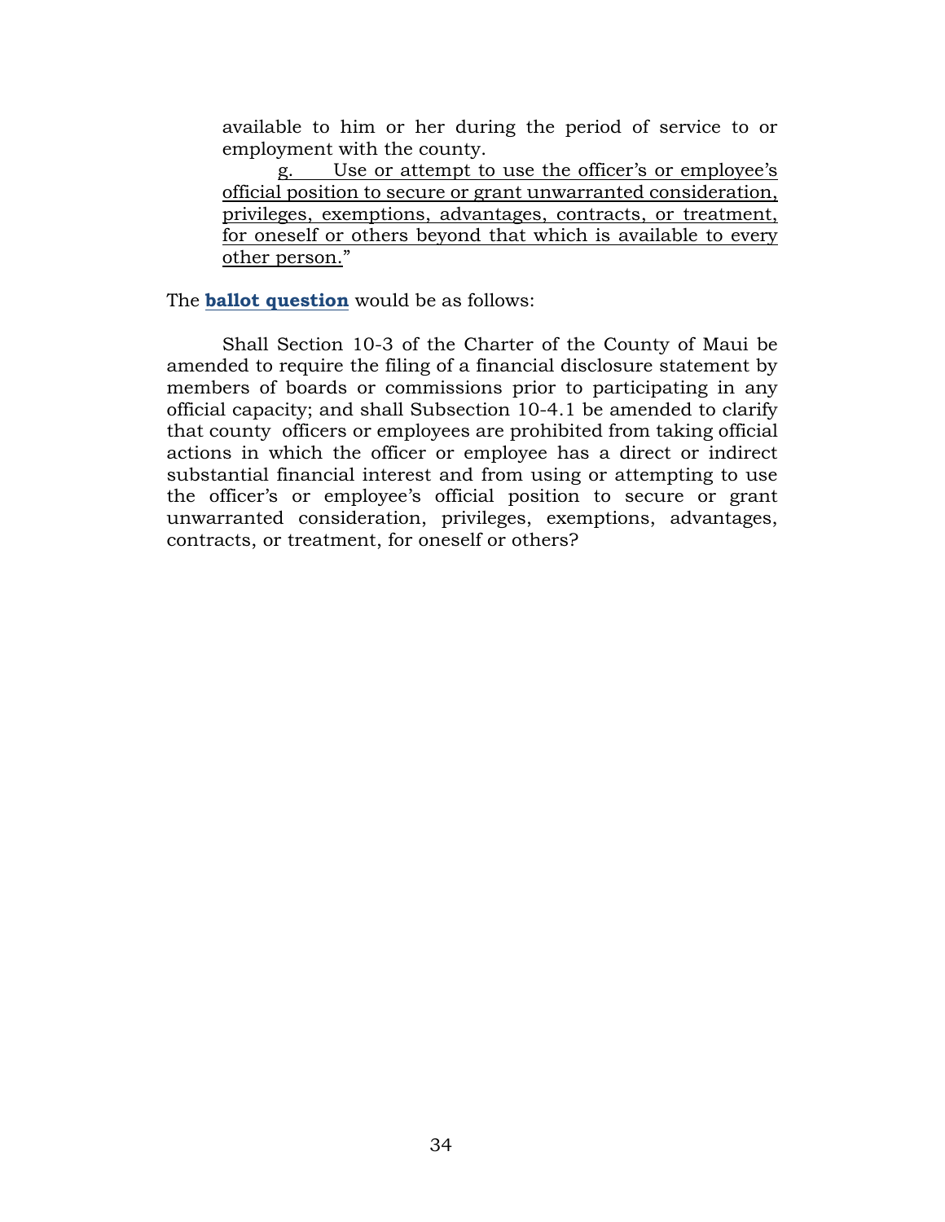available to him or her during the period of service to or employment with the county.

<u>g. Use or attempt to use the officer's or employee's official position to secure or grant unwarranted consideration, privileges, exemptions, advantages, contracts, or treatment, for oneself or others beyond that which is available to every other person.</u>"

The **ballot question** would be as follows:

Shall Section 10-3 of the Charter of the County of Maui be amended to require the filing of a financial disclosure statement by members of boards or commissions prior to participating in any official capacity; and shall Subsection 10-4.1 be amended to clarify that county officers or employees are prohibited from taking official actions in which the officer or employee has a direct or indirect substantial financial interest and from using or attempting to use the officer's or employee's official position to secure or grant unwarranted consideration, privileges, exemptions, advantages, contracts, or treatment, for oneself or others?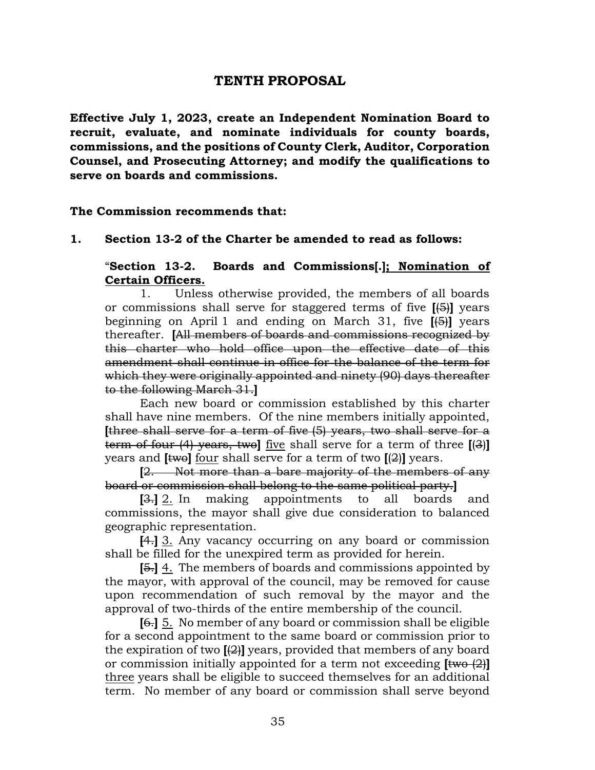# TENTH PROPOSAL

**Effective July 1, 2023, create an Independent Nomination Board to recruit, evaluate, and nominate individuals for county boards, commissions, and the positions of County Clerk, Auditor, Corporation Counsel, and Prosecuting Attorney; and modify the qualifications to serve on boards and commissions.**

**The Commission recommends that:**

**1. Section 13-2 of the Charter be amended to read as follows:**

"**Section 13-2. Boards and Commissions[.]<u>; Nomination of Certain Officers.</u>**

1. Unless otherwise provided, the members of all boards or commissions shall serve for staggered terms of five **[**~~(5)~~**]** years beginning on April 1 and ending on March 31, five **[**~~(5)~~**]** years thereafter. **[**~~All members of boards and commissions recognized by this charter who hold office upon the effective date of this amendment shall continue in office for the balance of the term for which they were originally appointed and ninety (90) days thereafter to the following March 31.~~**]**

Each new board or commission established by this charter shall have nine members. Of the nine members initially appointed, **[**~~three shall serve for a term of five (5) years, two shall serve for a term of four (4) years, two~~**]** <u>five</u> shall serve for a term of three **[**~~(3)~~**]** years and **[**~~two~~**]** <u>four</u> shall serve for a term of two **[**~~(2)~~**]** years.

**[**~~2. Not more than a bare majority of the members of any board or commission shall belong to the same political party.~~**]**

**[**~~3.~~**]** <u>2.</u> In making appointments to all boards and commissions, the mayor shall give due consideration to balanced geographic representation.

**[**~~4.~~**]** <u>3.</u> Any vacancy occurring on any board or commission shall be filled for the unexpired term as provided for herein.

**[**~~5.~~**]** <u>4.</u> The members of boards and commissions appointed by the mayor, with approval of the council, may be removed for cause upon recommendation of such removal by the mayor and the approval of two-thirds of the entire membership of the council.

**[**~~6.~~**]** <u>5.</u> No member of any board or commission shall be eligible for a second appointment to the same board or commission prior to the expiration of two **[**~~(2)~~**]** years, provided that members of any board or commission initially appointed for a term not exceeding **[**~~two (2)~~**]** <u>three</u> years shall be eligible to succeed themselves for an additional term. No member of any board or commission shall serve beyond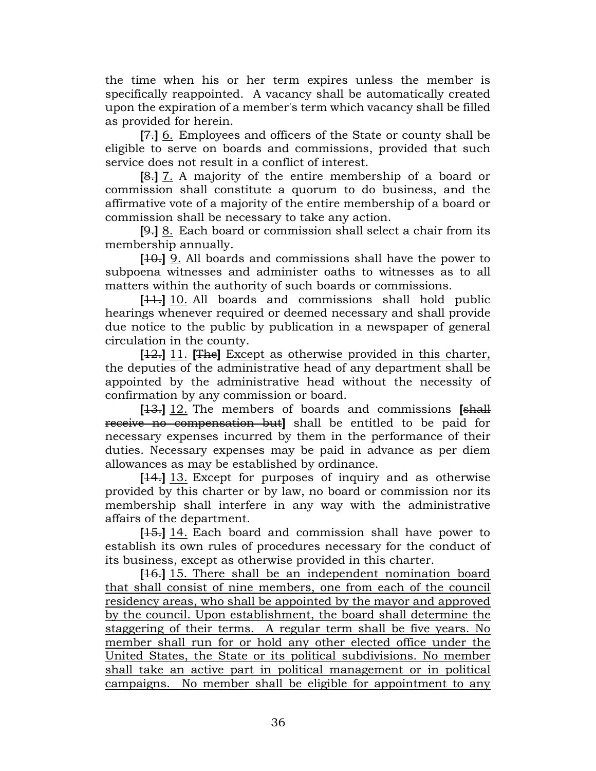the time when his or her term expires unless the member is specifically reappointed. A vacancy shall be automatically created upon the expiration of a member's term which vacancy shall be filled as provided for herein.

**[**~~7.~~**]** <u>6.</u> Employees and officers of the State or county shall be eligible to serve on boards and commissions, provided that such service does not result in a conflict of interest.

**[**~~8.~~**]** <u>7.</u> A majority of the entire membership of a board or commission shall constitute a quorum to do business, and the affirmative vote of a majority of the entire membership of a board or commission shall be necessary to take any action.

**[**~~9.~~**]** <u>8.</u> Each board or commission shall select a chair from its membership annually.

**[**~~10.~~**]** <u>9.</u> All boards and commissions shall have the power to subpoena witnesses and administer oaths to witnesses as to all matters within the authority of such boards or commissions.

**[**~~11.~~**]** <u>10.</u> All boards and commissions shall hold public hearings whenever required or deemed necessary and shall provide due notice to the public by publication in a newspaper of general circulation in the county.

**[**~~12.~~**]** 11. **[**~~The~~**]** <u>Except as otherwise provided in this charter,</u> the deputies of the administrative head of any department shall be appointed by the administrative head without the necessity of confirmation by any commission or board.

**[**~~13.~~**]** <u>12.</u> The members of boards and commissions **[**~~shall receive no compensation but~~**]** shall be entitled to be paid for necessary expenses incurred by them in the performance of their duties. Necessary expenses may be paid in advance as per diem allowances as may be established by ordinance.

**[**~~14.~~**]** <u>13.</u> Except for purposes of inquiry and as otherwise provided by this charter or by law, no board or commission nor its membership shall interfere in any way with the administrative affairs of the department.

**[**~~15.~~**]** <u>14.</u> Each board and commission shall have power to establish its own rules of procedures necessary for the conduct of its business, except as otherwise provided in this charter.

**[**~~16.~~**]** <u>15. There shall be an independent nomination board that shall consist of nine members, one from each of the council residency areas, who shall be appointed by the mayor and approved by the council. Upon establishment, the board shall determine the staggering of their terms. A regular term shall be five years. No member shall run for or hold any other elected office under the United States, the State or its political subdivisions. No member shall take an active part in political management or in political campaigns. No member shall be eligible for appointment to any</u>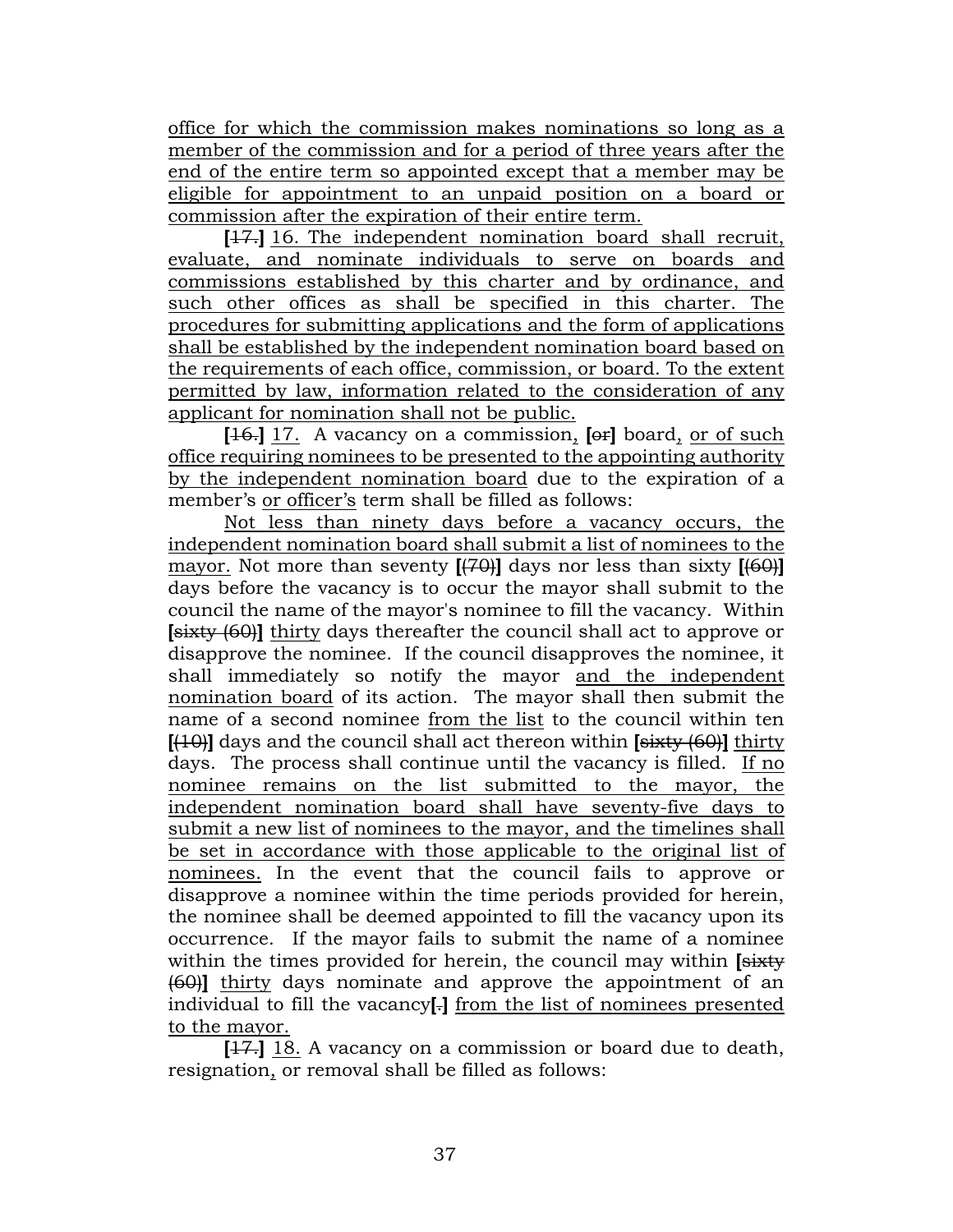office for which the commission makes nominations so long as a member of the commission and for a period of three years after the end of the entire term so appointed except that a member may be eligible for appointment to an unpaid position on a board or commission after the expiration of their entire term.

**[**~~17.~~**]** 16. The independent nomination board shall recruit, evaluate, and nominate individuals to serve on boards and commissions established by this charter and by ordinance, and such other offices as shall be specified in this charter. The procedures for submitting applications and the form of applications shall be established by the independent nomination board based on the requirements of each office, commission, or board. To the extent permitted by law, information related to the consideration of any applicant for nomination shall not be public.

**[**~~16.~~**]** 17. A vacancy on a commission, **[**~~or~~**]** board, or of such office requiring nominees to be presented to the appointing authority by the independent nomination board due to the expiration of a member's or officer's term shall be filled as follows:

Not less than ninety days before a vacancy occurs, the independent nomination board shall submit a list of nominees to the mayor. Not more than seventy **[**~~(70)~~**]** days nor less than sixty **[**~~(60)~~**]** days before the vacancy is to occur the mayor shall submit to the council the name of the mayor's nominee to fill the vacancy. Within **[**~~sixty (60)~~**]** thirty days thereafter the council shall act to approve or disapprove the nominee. If the council disapproves the nominee, it shall immediately so notify the mayor and the independent nomination board of its action. The mayor shall then submit the name of a second nominee from the list to the council within ten **[**~~(10)~~**]** days and the council shall act thereon within **[**~~sixty (60)~~**]** thirty days. The process shall continue until the vacancy is filled. If no nominee remains on the list submitted to the mayor, the independent nomination board shall have seventy-five days to submit a new list of nominees to the mayor, and the timelines shall be set in accordance with those applicable to the original list of nominees. In the event that the council fails to approve or disapprove a nominee within the time periods provided for herein, the nominee shall be deemed appointed to fill the vacancy upon its occurrence. If the mayor fails to submit the name of a nominee within the times provided for herein, the council may within **[**~~sixty (60)~~**]** thirty days nominate and approve the appointment of an individual to fill the vacancy**[**~~.~~**]** from the list of nominees presented to the mayor.

**[**~~17.~~**]** 18. A vacancy on a commission or board due to death, resignation, or removal shall be filled as follows: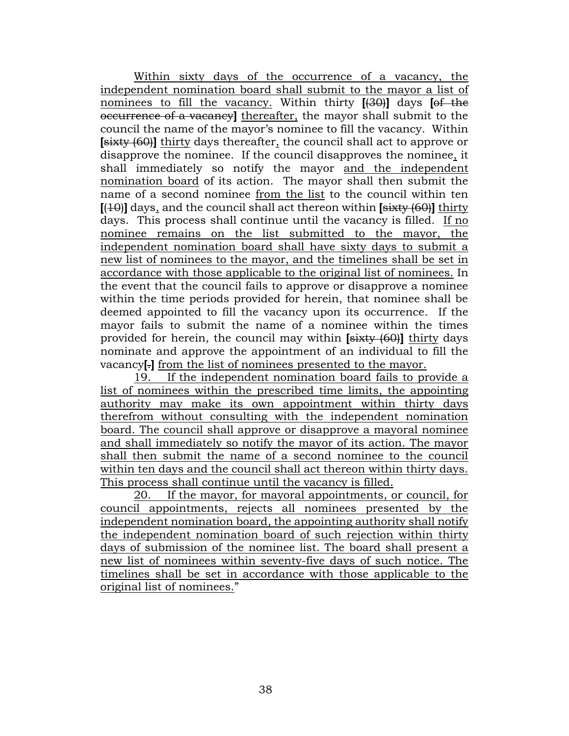Within sixty days of the occurrence of a vacancy, the independent nomination board shall submit to the mayor a list of nominees to fill the vacancy. Within thirty [(30)] days [of the occurrence of a vacancy] thereafter, the mayor shall submit to the council the name of the mayor's nominee to fill the vacancy. Within [sixty (60)] thirty days thereafter, the council shall act to approve or disapprove the nominee. If the council disapproves the nominee, it shall immediately so notify the mayor and the independent nomination board of its action. The mayor shall then submit the name of a second nominee from the list to the council within ten [(10)] days, and the council shall act thereon within [sixty (60)] thirty days. This process shall continue until the vacancy is filled. If no nominee remains on the list submitted to the mayor, the independent nomination board shall have sixty days to submit a new list of nominees to the mayor, and the timelines shall be set in accordance with those applicable to the original list of nominees. In the event that the council fails to approve or disapprove a nominee within the time periods provided for herein, that nominee shall be deemed appointed to fill the vacancy upon its occurrence. If the mayor fails to submit the name of a nominee within the times provided for herein, the council may within [sixty (60)] thirty days nominate and approve the appointment of an individual to fill the vacancy[.] from the list of nominees presented to the mayor.

19. If the independent nomination board fails to provide a list of nominees within the prescribed time limits, the appointing authority may make its own appointment within thirty days therefrom without consulting with the independent nomination board. The council shall approve or disapprove a mayoral nominee and shall immediately so notify the mayor of its action. The mayor shall then submit the name of a second nominee to the council within ten days and the council shall act thereon within thirty days. This process shall continue until the vacancy is filled.

20. If the mayor, for mayoral appointments, or council, for council appointments, rejects all nominees presented by the independent nomination board, the appointing authority shall notify the independent nomination board of such rejection within thirty days of submission of the nominee list. The board shall present a new list of nominees within seventy-five days of such notice. The timelines shall be set in accordance with those applicable to the original list of nominees."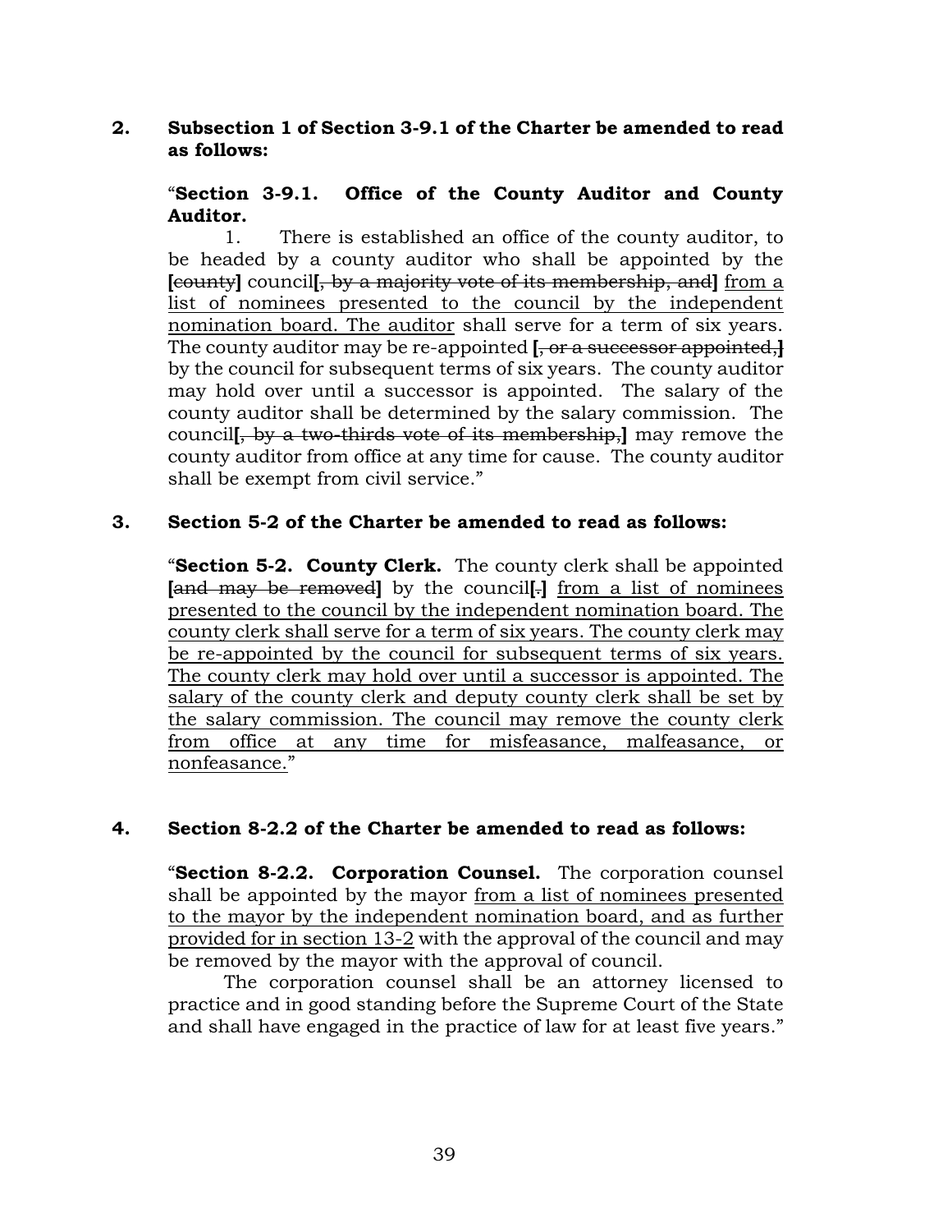**2. Subsection 1 of Section 3-9.1 of the Charter be amended to read as follows:**

"**Section 3-9.1. Office of the County Auditor and County Auditor.**

1. There is established an office of the county auditor, to be headed by a county auditor who shall be appointed by the **[**~~county~~**]** council**[**~~, by a majority vote of its membership, and~~**]** <u>from a list of nominees presented to the council by the independent nomination board. The auditor</u> shall serve for a term of six years. The county auditor may be re-appointed **[**~~, or a successor appointed,~~**]** by the council for subsequent terms of six years. The county auditor may hold over until a successor is appointed. The salary of the county auditor shall be determined by the salary commission. The council**[**~~, by a two-thirds vote of its membership,~~**]** may remove the county auditor from office at any time for cause. The county auditor shall be exempt from civil service."

**3. Section 5-2 of the Charter be amended to read as follows:**

"**Section 5-2. County Clerk.** The county clerk shall be appointed **[**~~and may be removed~~**]** by the council**[**~~.~~**]** <u>from a list of nominees presented to the council by the independent nomination board. The county clerk shall serve for a term of six years. The county clerk may be re-appointed by the council for subsequent terms of six years. The county clerk may hold over until a successor is appointed. The salary of the county clerk and deputy county clerk shall be set by the salary commission. The council may remove the county clerk from office at any time for misfeasance, malfeasance, or nonfeasance.</u>"

**4. Section 8-2.2 of the Charter be amended to read as follows:**

"**Section 8-2.2. Corporation Counsel.** The corporation counsel shall be appointed by the mayor <u>from a list of nominees presented to the mayor by the independent nomination board, and as further provided for in section 13-2</u> with the approval of the council and may be removed by the mayor with the approval of council.

The corporation counsel shall be an attorney licensed to practice and in good standing before the Supreme Court of the State and shall have engaged in the practice of law for at least five years."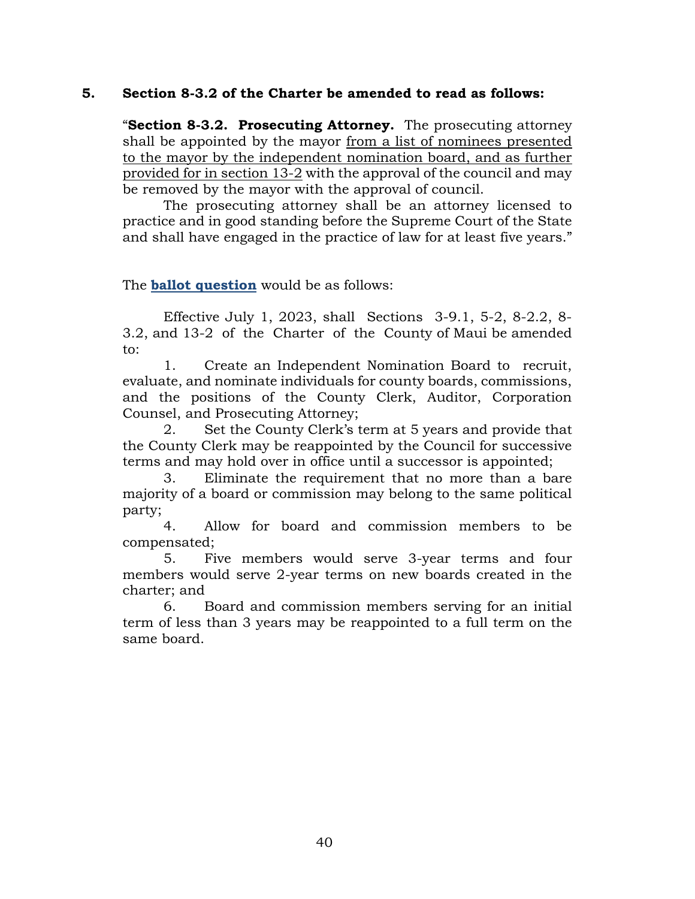**5. Section 8-3.2 of the Charter be amended to read as follows:**

"**Section 8-3.2. Prosecuting Attorney.** The prosecuting attorney shall be appointed by the mayor <u>from a list of nominees presented to the mayor by the independent nomination board, and as further provided for in section 13-2</u> with the approval of the council and may be removed by the mayor with the approval of council.

The prosecuting attorney shall be an attorney licensed to practice and in good standing before the Supreme Court of the State and shall have engaged in the practice of law for at least five years."

The **ballot question** would be as follows:

Effective July 1, 2023, shall Sections 3-9.1, 5-2, 8-2.2, 8-3.2, and 13-2 of the Charter of the County of Maui be amended to:

1. Create an Independent Nomination Board to recruit, evaluate, and nominate individuals for county boards, commissions, and the positions of the County Clerk, Auditor, Corporation Counsel, and Prosecuting Attorney;
2. Set the County Clerk's term at 5 years and provide that the County Clerk may be reappointed by the Council for successive terms and may hold over in office until a successor is appointed;
3. Eliminate the requirement that no more than a bare majority of a board or commission may belong to the same political party;
4. Allow for board and commission members to be compensated;
5. Five members would serve 3-year terms and four members would serve 2-year terms on new boards created in the charter; and
6. Board and commission members serving for an initial term of less than 3 years may be reappointed to a full term on the same board.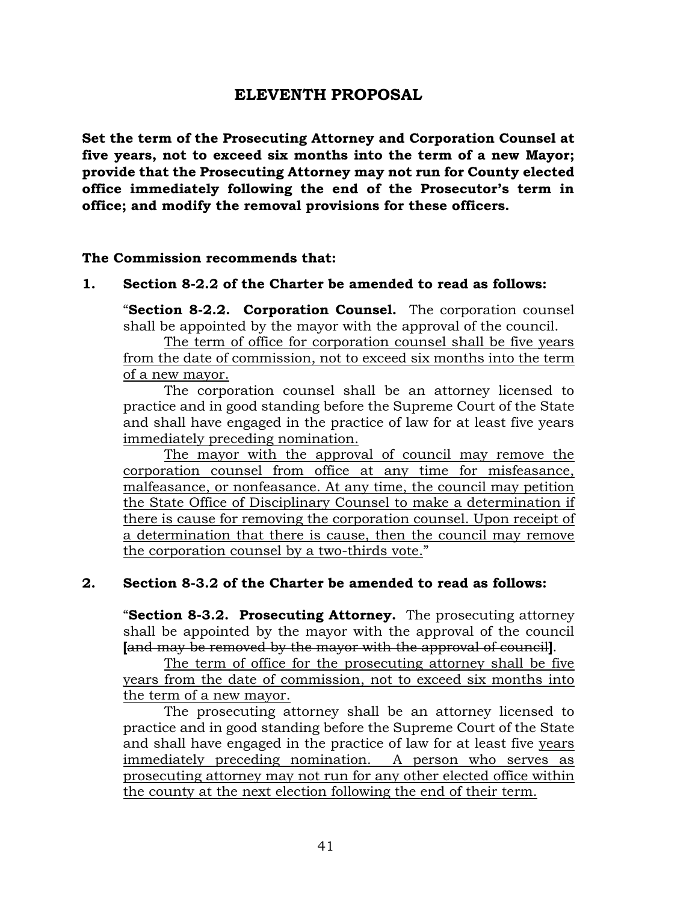# ELEVENTH PROPOSAL

**Set the term of the Prosecuting Attorney and Corporation Counsel at five years, not to exceed six months into the term of a new Mayor; provide that the Prosecuting Attorney may not run for County elected office immediately following the end of the Prosecutor's term in office; and modify the removal provisions for these officers.**

**The Commission recommends that:**

**1. Section 8-2.2 of the Charter be amended to read as follows:**

> "**Section 8-2.2. Corporation Counsel.** The corporation counsel shall be appointed by the mayor with the approval of the council.
>
> <u>The term of office for corporation counsel shall be five years from the date of commission, not to exceed six months into the term of a new mayor.</u>
>
> The corporation counsel shall be an attorney licensed to practice and in good standing before the Supreme Court of the State and shall have engaged in the practice of law for at least five years <u>immediately preceding nomination.</u>
>
> <u>The mayor with the approval of council may remove the corporation counsel from office at any time for misfeasance, malfeasance, or nonfeasance. At any time, the council may petition the State Office of Disciplinary Counsel to make a determination if there is cause for removing the corporation counsel. Upon receipt of a determination that there is cause, then the council may remove the corporation counsel by a two-thirds vote.</u>"

**2. Section 8-3.2 of the Charter be amended to read as follows:**

> "**Section 8-3.2. Prosecuting Attorney.** The prosecuting attorney shall be appointed by the mayor with the approval of the council **[**~~and may be removed by the mayor with the approval of council~~**]**.
>
> <u>The term of office for the prosecuting attorney shall be five years from the date of commission, not to exceed six months into the term of a new mayor.</u>
>
> The prosecuting attorney shall be an attorney licensed to practice and in good standing before the Supreme Court of the State and shall have engaged in the practice of law for at least five <u>years immediately preceding nomination. A person who serves as prosecuting attorney may not run for any other elected office within the county at the next election following the end of their term.</u>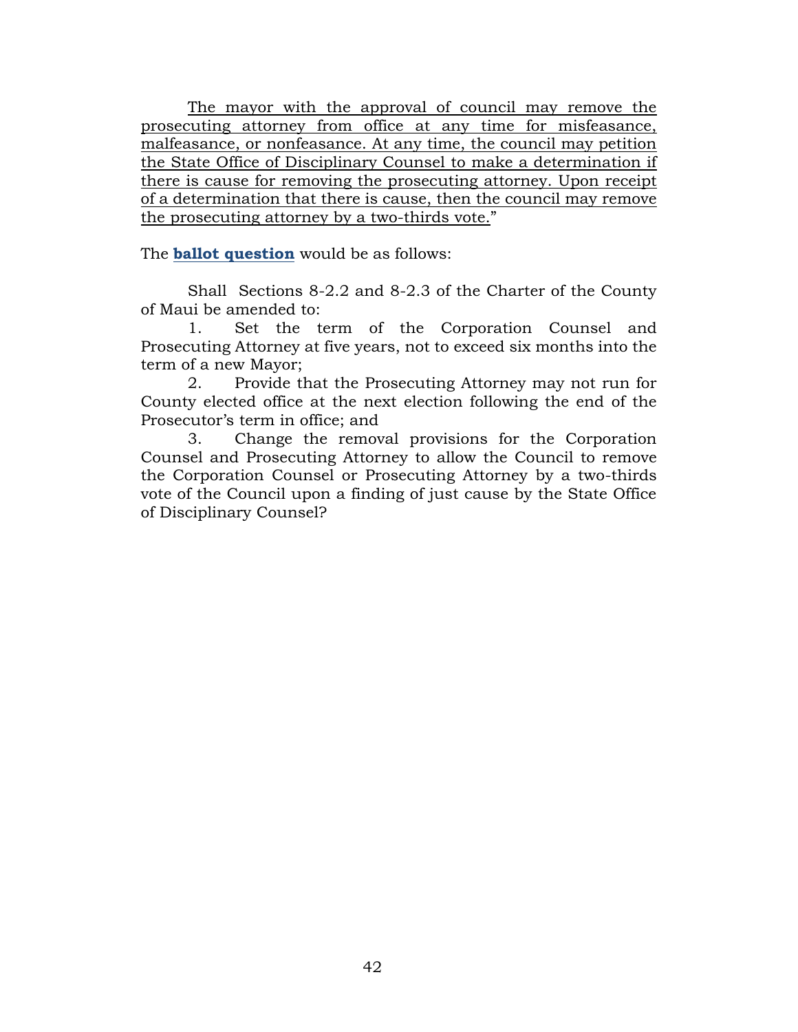<u>The mayor with the approval of council may remove the prosecuting attorney from office at any time for misfeasance, malfeasance, or nonfeasance. At any time, the council may petition the State Office of Disciplinary Counsel to make a determination if there is cause for removing the prosecuting attorney. Upon receipt of a determination that there is cause, then the council may remove the prosecuting attorney by a two-thirds vote.</u>"

The **ballot question** would be as follows:

Shall Sections 8-2.2 and 8-2.3 of the Charter of the County of Maui be amended to:

1. Set the term of the Corporation Counsel and Prosecuting Attorney at five years, not to exceed six months into the term of a new Mayor;
2. Provide that the Prosecuting Attorney may not run for County elected office at the next election following the end of the Prosecutor's term in office; and
3. Change the removal provisions for the Corporation Counsel and Prosecuting Attorney to allow the Council to remove the Corporation Counsel or Prosecuting Attorney by a two-thirds vote of the Council upon a finding of just cause by the State Office of Disciplinary Counsel?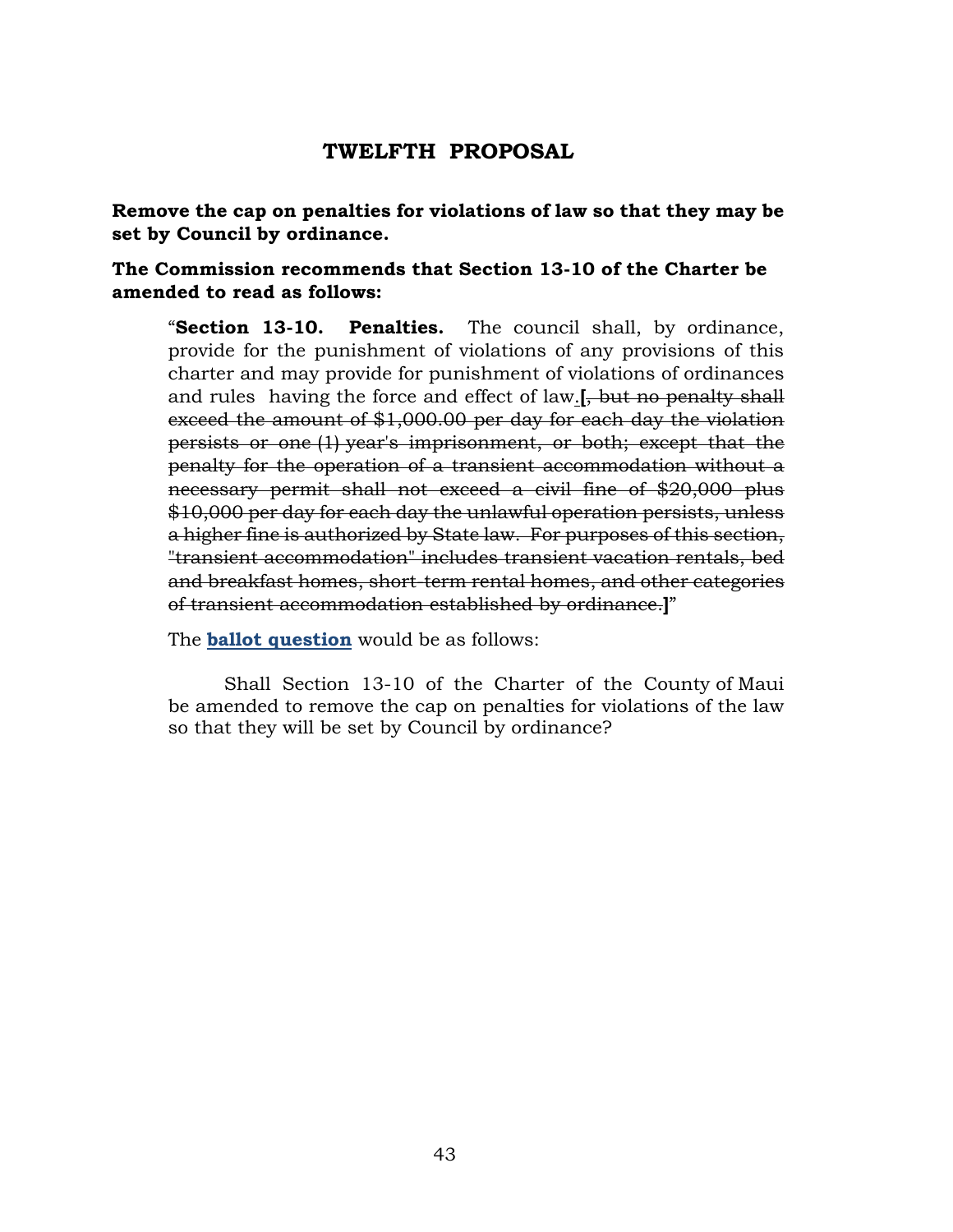## TWELFTH PROPOSAL

**Remove the cap on penalties for violations of law so that they may be set by Council by ordinance.**

**The Commission recommends that Section 13-10 of the Charter be amended to read as follows:**

> "**Section 13-10. Penalties.** The council shall, by ordinance, provide for the punishment of violations of any provisions of this charter and may provide for punishment of violations of ordinances and rules having the force and effect of law. **[**~~, but no penalty shall exceed the amount of $1,000.00 per day for each day the violation persists or one (1) year's imprisonment, or both; except that the penalty for the operation of a transient accommodation without a necessary permit shall not exceed a civil fine of $20,000 plus $10,000 per day for each day the unlawful operation persists, unless a higher fine is authorized by State law. For purposes of this section, "transient accommodation" includes transient vacation rentals, bed and breakfast homes, short-term rental homes, and other categories of transient accommodation established by ordinance.~~**]**"

The **ballot question** would be as follows:

> Shall Section 13-10 of the Charter of the County of Maui be amended to remove the cap on penalties for violations of the law so that they will be set by Council by ordinance?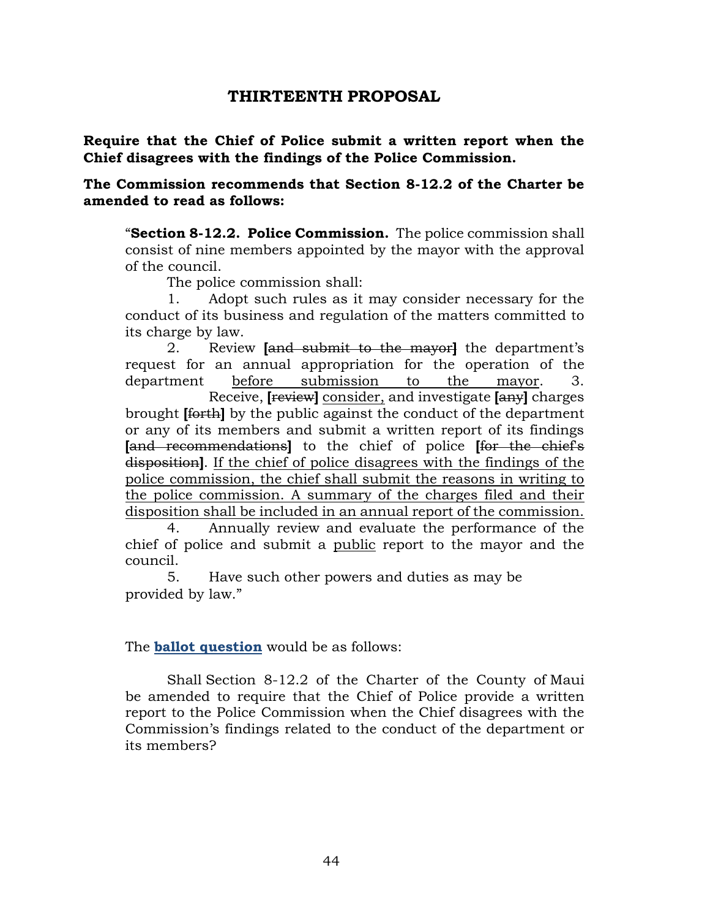## THIRTEENTH PROPOSAL

**Require that the Chief of Police submit a written report when the Chief disagrees with the findings of the Police Commission.**

**The Commission recommends that Section 8-12.2 of the Charter be amended to read as follows:**

> "**Section 8-12.2. Police Commission.** The police commission shall consist of nine members appointed by the mayor with the approval of the council.
>
> The police commission shall:
>
> 1. Adopt such rules as it may consider necessary for the conduct of its business and regulation of the matters committed to its charge by law.
> 2. Review **[**~~and submit to the mayor~~**]** the department's request for an annual appropriation for the operation of the department <u>before submission to the mayor</u>.
> 3. Receive, **[**~~review~~**]** <u>consider,</u> and investigate **[**~~any~~**]** charges brought **[**~~forth~~**]** by the public against the conduct of the department or any of its members and submit a written report of its findings **[**~~and recommendations~~**]** to the chief of police **[**~~for the chief's disposition~~**]**. <u>If the chief of police disagrees with the findings of the police commission, the chief shall submit the reasons in writing to the police commission. A summary of the charges filed and their disposition shall be included in an annual report of the commission.</u>
> 4. Annually review and evaluate the performance of the chief of police and submit a <u>public</u> report to the mayor and the council.
> 5. Have such other powers and duties as may be provided by law."

The **ballot question** would be as follows:

> Shall Section 8-12.2 of the Charter of the County of Maui be amended to require that the Chief of Police provide a written report to the Police Commission when the Chief disagrees with the Commission's findings related to the conduct of the department or its members?